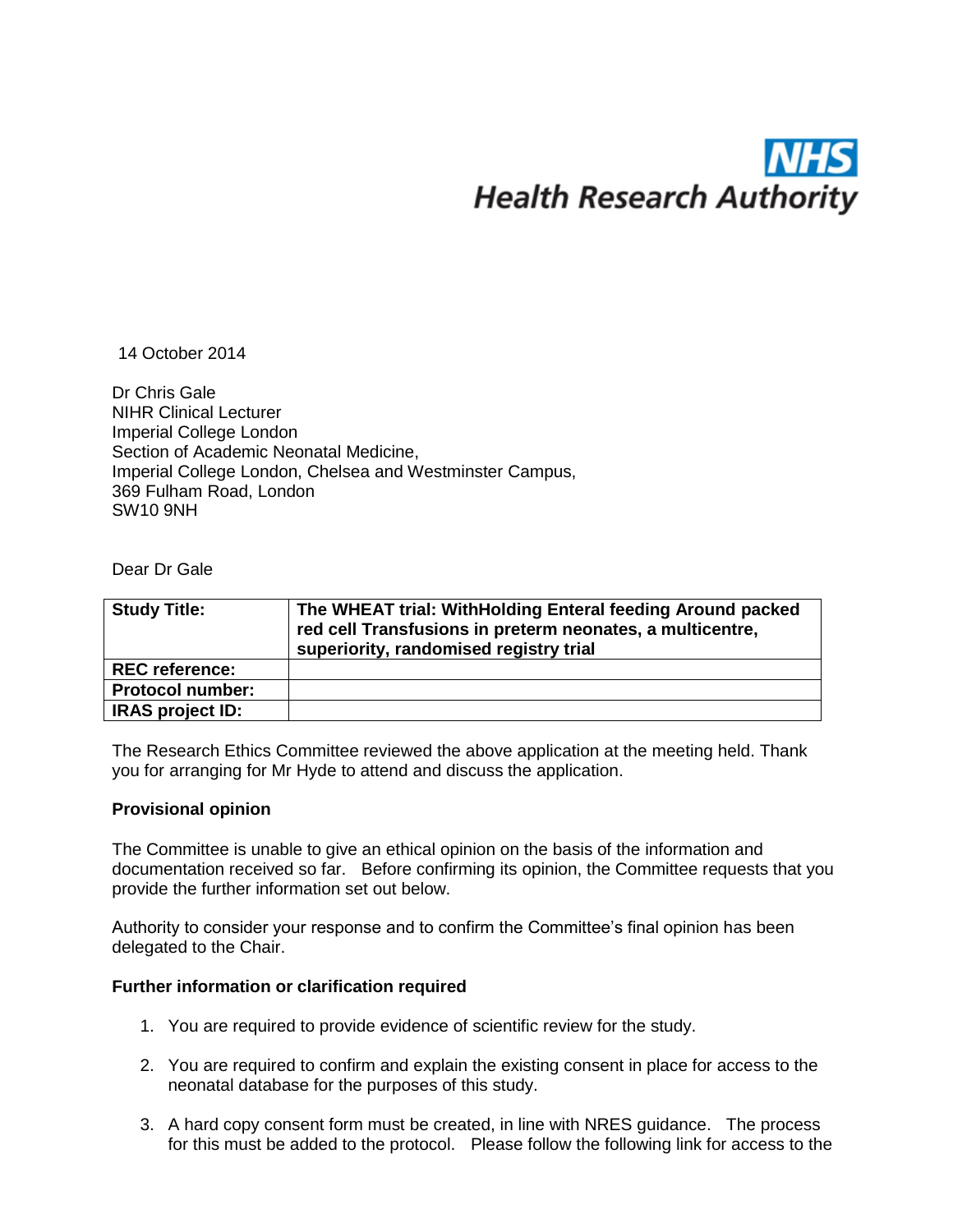NHS
Health Research Authority

14 October 2014

Dr Chris Gale
NIHR Clinical Lecturer
Imperial College London
Section of Academic Neonatal Medicine,
Imperial College London, Chelsea and Westminster Campus,
369 Fulham Road, London
SW10 9NH

Dear Dr Gale

| **Study Title:** | **The WHEAT trial: WithHolding Enteral feeding Around packed red cell Transfusions in preterm neonates, a multicentre, superiority, randomised registry trial** |
|---|---|
| **REC reference:** | |
| **Protocol number:** | |
| **IRAS project ID:** | |

The Research Ethics Committee reviewed the above application at the meeting held. Thank you for arranging for Mr Hyde to attend and discuss the application.

**Provisional opinion**

The Committee is unable to give an ethical opinion on the basis of the information and documentation received so far. Before confirming its opinion, the Committee requests that you provide the further information set out below.

Authority to consider your response and to confirm the Committee's final opinion has been delegated to the Chair.

**Further information or clarification required**

1. You are required to provide evidence of scientific review for the study.

2. You are required to confirm and explain the existing consent in place for access to the neonatal database for the purposes of this study.

3. A hard copy consent form must be created, in line with NRES guidance. The process for this must be added to the protocol. Please follow the following link for access to the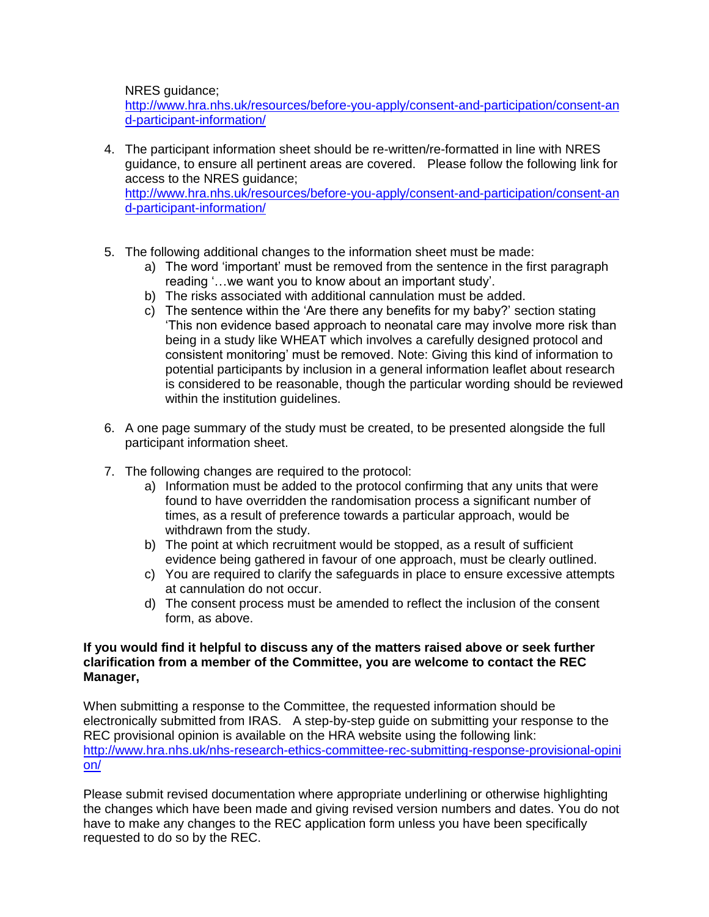NRES guidance;
http://www.hra.nhs.uk/resources/before-you-apply/consent-and-participation/consent-and-participant-information/

4. The participant information sheet should be re-written/re-formatted in line with NRES guidance, to ensure all pertinent areas are covered. Please follow the following link for access to the NRES guidance;
   http://www.hra.nhs.uk/resources/before-you-apply/consent-and-participation/consent-and-participant-information/

5. The following additional changes to the information sheet must be made:
   a) The word 'important' must be removed from the sentence in the first paragraph reading '…we want you to know about an important study'.
   b) The risks associated with additional cannulation must be added.
   c) The sentence within the 'Are there any benefits for my baby?' section stating 'This non evidence based approach to neonatal care may involve more risk than being in a study like WHEAT which involves a carefully designed protocol and consistent monitoring' must be removed. Note: Giving this kind of information to potential participants by inclusion in a general information leaflet about research is considered to be reasonable, though the particular wording should be reviewed within the institution guidelines.

6. A one page summary of the study must be created, to be presented alongside the full participant information sheet.

7. The following changes are required to the protocol:
   a) Information must be added to the protocol confirming that any units that were found to have overridden the randomisation process a significant number of times, as a result of preference towards a particular approach, would be withdrawn from the study.
   b) The point at which recruitment would be stopped, as a result of sufficient evidence being gathered in favour of one approach, must be clearly outlined.
   c) You are required to clarify the safeguards in place to ensure excessive attempts at cannulation do not occur.
   d) The consent process must be amended to reflect the inclusion of the consent form, as above.

**If you would find it helpful to discuss any of the matters raised above or seek further clarification from a member of the Committee, you are welcome to contact the REC Manager,**

When submitting a response to the Committee, the requested information should be electronically submitted from IRAS. A step-by-step guide on submitting your response to the REC provisional opinion is available on the HRA website using the following link: http://www.hra.nhs.uk/nhs-research-ethics-committee-rec-submitting-response-provisional-opinion/

Please submit revised documentation where appropriate underlining or otherwise highlighting the changes which have been made and giving revised version numbers and dates. You do not have to make any changes to the REC application form unless you have been specifically requested to do so by the REC.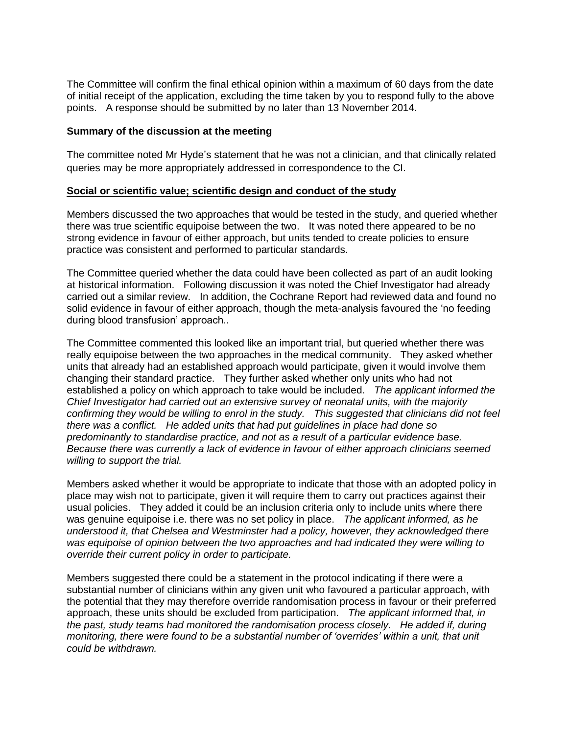The Committee will confirm the final ethical opinion within a maximum of 60 days from the date of initial receipt of the application, excluding the time taken by you to respond fully to the above points. A response should be submitted by no later than 13 November 2014.

**Summary of the discussion at the meeting**

The committee noted Mr Hyde's statement that he was not a clinician, and that clinically related queries may be more appropriately addressed in correspondence to the CI.

**Social or scientific value; scientific design and conduct of the study**

Members discussed the two approaches that would be tested in the study, and queried whether there was true scientific equipoise between the two. It was noted there appeared to be no strong evidence in favour of either approach, but units tended to create policies to ensure practice was consistent and performed to particular standards.

The Committee queried whether the data could have been collected as part of an audit looking at historical information. Following discussion it was noted the Chief Investigator had already carried out a similar review. In addition, the Cochrane Report had reviewed data and found no solid evidence in favour of either approach, though the meta-analysis favoured the 'no feeding during blood transfusion' approach..

The Committee commented this looked like an important trial, but queried whether there was really equipoise between the two approaches in the medical community. They asked whether units that already had an established approach would participate, given it would involve them changing their standard practice. They further asked whether only units who had not established a policy on which approach to take would be included. *The applicant informed the Chief Investigator had carried out an extensive survey of neonatal units, with the majority confirming they would be willing to enrol in the study. This suggested that clinicians did not feel there was a conflict. He added units that had put guidelines in place had done so predominantly to standardise practice, and not as a result of a particular evidence base. Because there was currently a lack of evidence in favour of either approach clinicians seemed willing to support the trial.*

Members asked whether it would be appropriate to indicate that those with an adopted policy in place may wish not to participate, given it will require them to carry out practices against their usual policies. They added it could be an inclusion criteria only to include units where there was genuine equipoise i.e. there was no set policy in place. *The applicant informed, as he understood it, that Chelsea and Westminster had a policy, however, they acknowledged there was equipoise of opinion between the two approaches and had indicated they were willing to override their current policy in order to participate.*

Members suggested there could be a statement in the protocol indicating if there were a substantial number of clinicians within any given unit who favoured a particular approach, with the potential that they may therefore override randomisation process in favour or their preferred approach, these units should be excluded from participation. *The applicant informed that, in the past, study teams had monitored the randomisation process closely. He added if, during monitoring, there were found to be a substantial number of 'overrides' within a unit, that unit could be withdrawn.*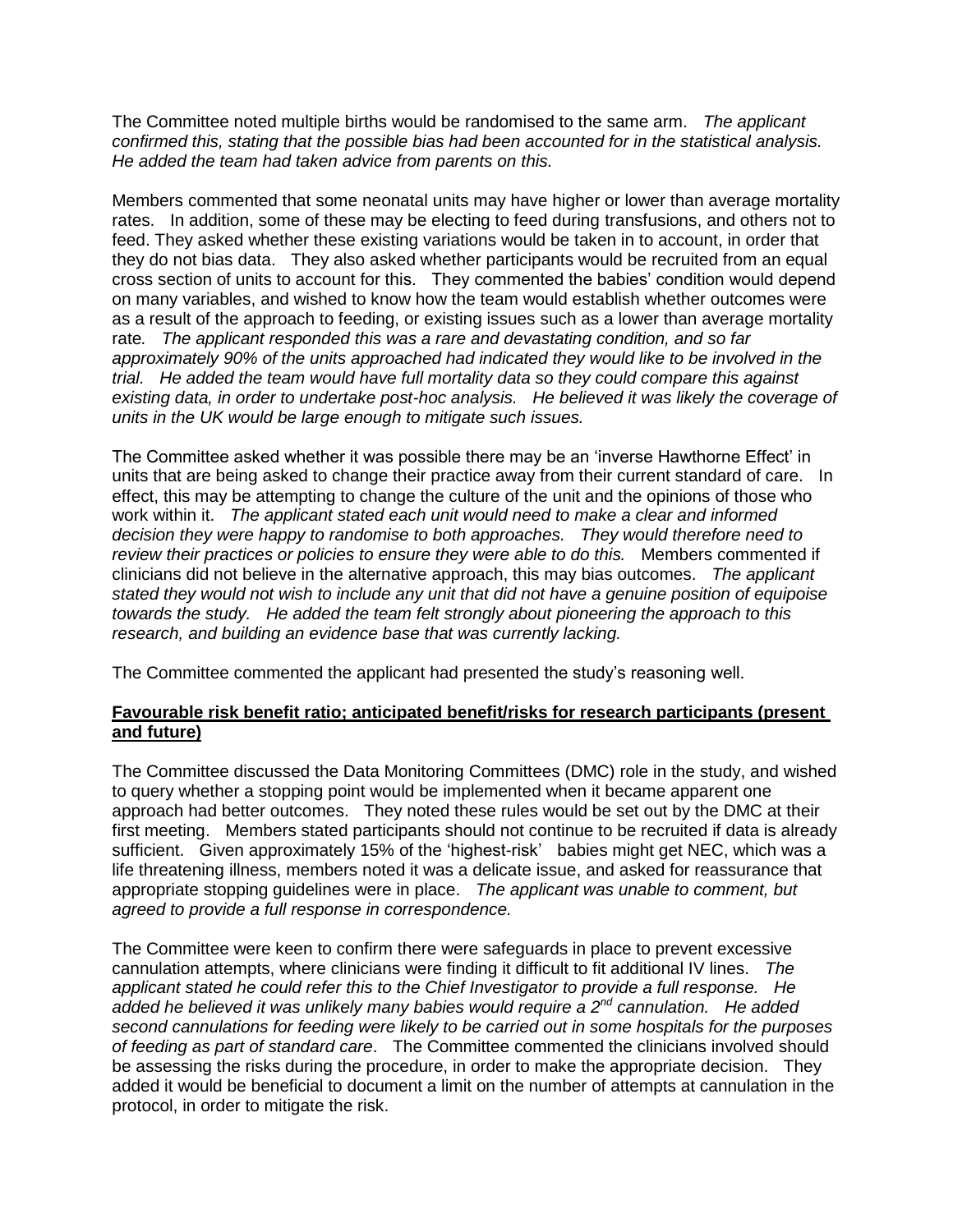The Committee noted multiple births would be randomised to the same arm. *The applicant confirmed this, stating that the possible bias had been accounted for in the statistical analysis. He added the team had taken advice from parents on this.*

Members commented that some neonatal units may have higher or lower than average mortality rates. In addition, some of these may be electing to feed during transfusions, and others not to feed. They asked whether these existing variations would be taken in to account, in order that they do not bias data. They also asked whether participants would be recruited from an equal cross section of units to account for this. They commented the babies' condition would depend on many variables, and wished to know how the team would establish whether outcomes were as a result of the approach to feeding, or existing issues such as a lower than average mortality rate. *The applicant responded this was a rare and devastating condition, and so far approximately 90% of the units approached had indicated they would like to be involved in the trial. He added the team would have full mortality data so they could compare this against existing data, in order to undertake post-hoc analysis. He believed it was likely the coverage of units in the UK would be large enough to mitigate such issues.*

The Committee asked whether it was possible there may be an 'inverse Hawthorne Effect' in units that are being asked to change their practice away from their current standard of care. In effect, this may be attempting to change the culture of the unit and the opinions of those who work within it. *The applicant stated each unit would need to make a clear and informed decision they were happy to randomise to both approaches. They would therefore need to review their practices or policies to ensure they were able to do this.* Members commented if clinicians did not believe in the alternative approach, this may bias outcomes. *The applicant stated they would not wish to include any unit that did not have a genuine position of equipoise towards the study. He added the team felt strongly about pioneering the approach to this research, and building an evidence base that was currently lacking.*

The Committee commented the applicant had presented the study's reasoning well.

**Favourable risk benefit ratio; anticipated benefit/risks for research participants (present and future)**

The Committee discussed the Data Monitoring Committees (DMC) role in the study, and wished to query whether a stopping point would be implemented when it became apparent one approach had better outcomes. They noted these rules would be set out by the DMC at their first meeting. Members stated participants should not continue to be recruited if data is already sufficient. Given approximately 15% of the 'highest-risk' babies might get NEC, which was a life threatening illness, members noted it was a delicate issue, and asked for reassurance that appropriate stopping guidelines were in place. *The applicant was unable to comment, but agreed to provide a full response in correspondence.*

The Committee were keen to confirm there were safeguards in place to prevent excessive cannulation attempts, where clinicians were finding it difficult to fit additional IV lines. *The applicant stated he could refer this to the Chief Investigator to provide a full response. He added he believed it was unlikely many babies would require a 2nd cannulation. He added second cannulations for feeding were likely to be carried out in some hospitals for the purposes of feeding as part of standard care*. The Committee commented the clinicians involved should be assessing the risks during the procedure, in order to make the appropriate decision. They added it would be beneficial to document a limit on the number of attempts at cannulation in the protocol, in order to mitigate the risk.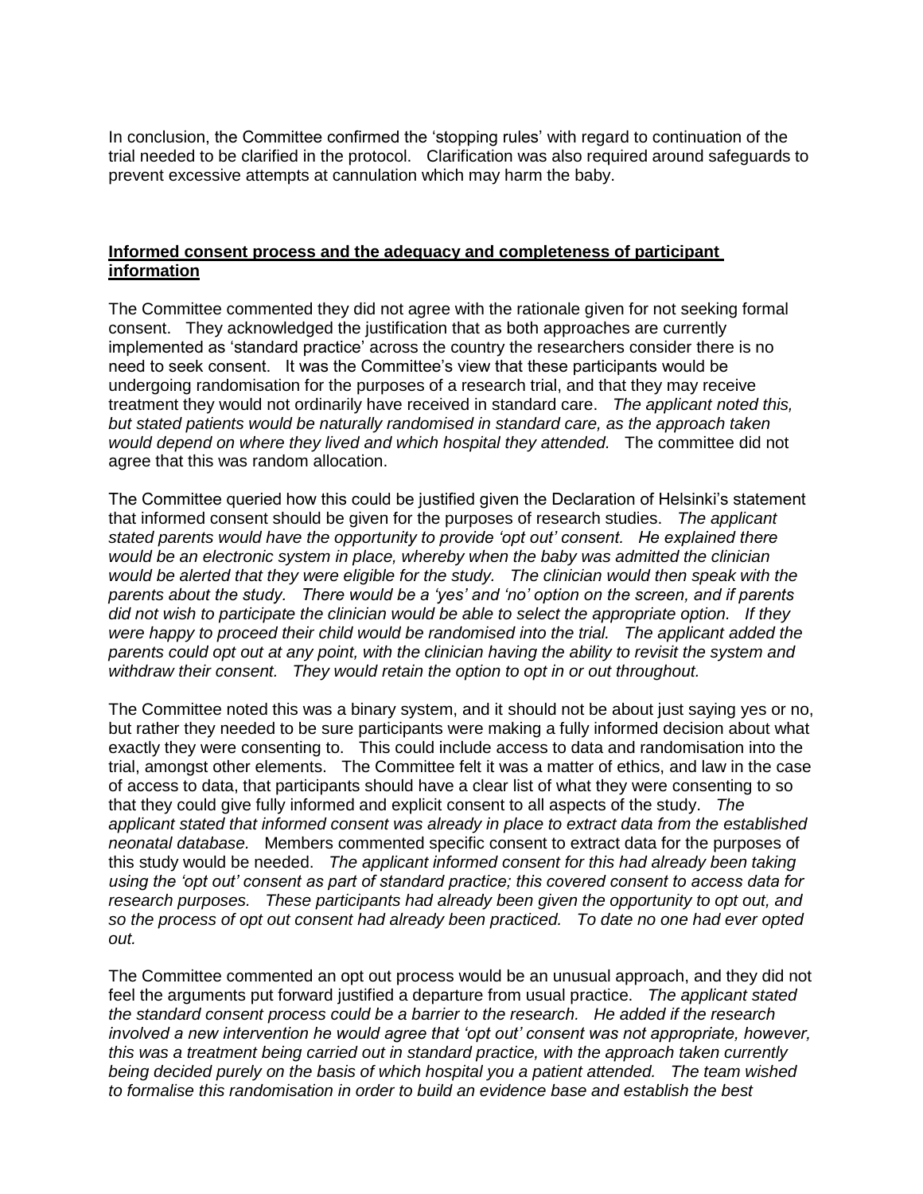In conclusion, the Committee confirmed the 'stopping rules' with regard to continuation of the trial needed to be clarified in the protocol.   Clarification was also required around safeguards to prevent excessive attempts at cannulation which may harm the baby.

**Informed consent process and the adequacy and completeness of participant information**

The Committee commented they did not agree with the rationale given for not seeking formal consent.   They acknowledged the justification that as both approaches are currently implemented as 'standard practice' across the country the researchers consider there is no need to seek consent.   It was the Committee's view that these participants would be undergoing randomisation for the purposes of a research trial, and that they may receive treatment they would not ordinarily have received in standard care.   *The applicant noted this, but stated patients would be naturally randomised in standard care, as the approach taken would depend on where they lived and which hospital they attended.*   The committee did not agree that this was random allocation.

The Committee queried how this could be justified given the Declaration of Helsinki's statement that informed consent should be given for the purposes of research studies.   *The applicant stated parents would have the opportunity to provide 'opt out' consent.   He explained there would be an electronic system in place, whereby when the baby was admitted the clinician would be alerted that they were eligible for the study.   The clinician would then speak with the parents about the study.   There would be a 'yes' and 'no' option on the screen, and if parents did not wish to participate the clinician would be able to select the appropriate option.   If they were happy to proceed their child would be randomised into the trial.   The applicant added the parents could opt out at any point, with the clinician having the ability to revisit the system and withdraw their consent.   They would retain the option to opt in or out throughout.*

The Committee noted this was a binary system, and it should not be about just saying yes or no, but rather they needed to be sure participants were making a fully informed decision about what exactly they were consenting to.   This could include access to data and randomisation into the trial, amongst other elements.   The Committee felt it was a matter of ethics, and law in the case of access to data, that participants should have a clear list of what they were consenting to so that they could give fully informed and explicit consent to all aspects of the study.   *The applicant stated that informed consent was already in place to extract data from the established neonatal database.*   Members commented specific consent to extract data for the purposes of this study would be needed.   *The applicant informed consent for this had already been taking using the 'opt out' consent as part of standard practice; this covered consent to access data for research purposes.   These participants had already been given the opportunity to opt out, and so the process of opt out consent had already been practiced.   To date no one had ever opted out.*

The Committee commented an opt out process would be an unusual approach, and they did not feel the arguments put forward justified a departure from usual practice.   *The applicant stated the standard consent process could be a barrier to the research.   He added if the research involved a new intervention he would agree that 'opt out' consent was not appropriate, however, this was a treatment being carried out in standard practice, with the approach taken currently being decided purely on the basis of which hospital you a patient attended.   The team wished to formalise this randomisation in order to build an evidence base and establish the best*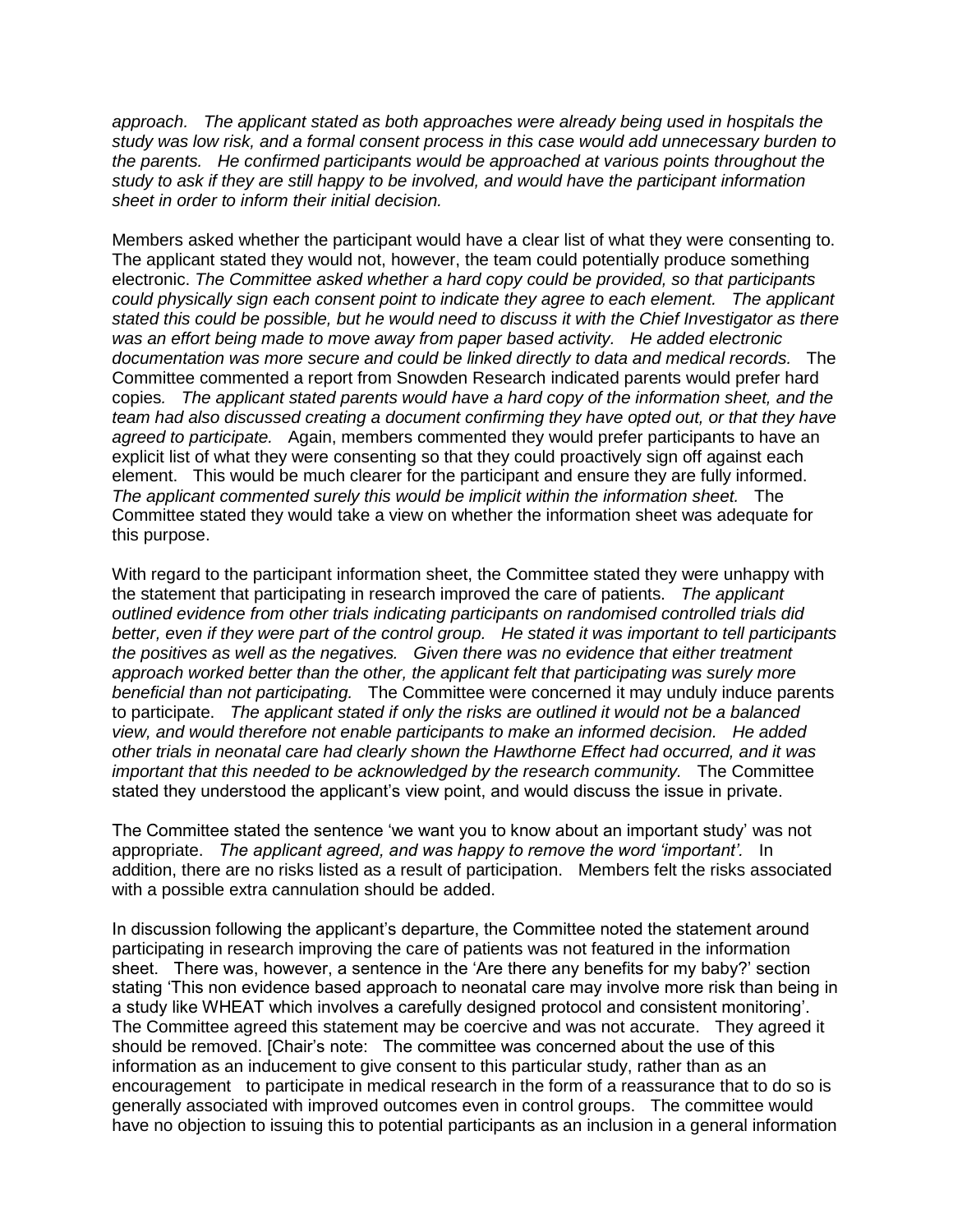*approach. The applicant stated as both approaches were already being used in hospitals the study was low risk, and a formal consent process in this case would add unnecessary burden to the parents. He confirmed participants would be approached at various points throughout the study to ask if they are still happy to be involved, and would have the participant information sheet in order to inform their initial decision.*

Members asked whether the participant would have a clear list of what they were consenting to. The applicant stated they would not, however, the team could potentially produce something electronic. *The Committee asked whether a hard copy could be provided, so that participants could physically sign each consent point to indicate they agree to each element. The applicant stated this could be possible, but he would need to discuss it with the Chief Investigator as there was an effort being made to move away from paper based activity. He added electronic documentation was more secure and could be linked directly to data and medical records.* The Committee commented a report from Snowden Research indicated parents would prefer hard copies. *The applicant stated parents would have a hard copy of the information sheet, and the team had also discussed creating a document confirming they have opted out, or that they have agreed to participate.* Again, members commented they would prefer participants to have an explicit list of what they were consenting so that they could proactively sign off against each element. This would be much clearer for the participant and ensure they are fully informed. *The applicant commented surely this would be implicit within the information sheet.* The Committee stated they would take a view on whether the information sheet was adequate for this purpose.

With regard to the participant information sheet, the Committee stated they were unhappy with the statement that participating in research improved the care of patients. *The applicant outlined evidence from other trials indicating participants on randomised controlled trials did better, even if they were part of the control group. He stated it was important to tell participants the positives as well as the negatives. Given there was no evidence that either treatment approach worked better than the other, the applicant felt that participating was surely more beneficial than not participating.* The Committee were concerned it may unduly induce parents to participate. *The applicant stated if only the risks are outlined it would not be a balanced view, and would therefore not enable participants to make an informed decision. He added other trials in neonatal care had clearly shown the Hawthorne Effect had occurred, and it was important that this needed to be acknowledged by the research community.* The Committee stated they understood the applicant's view point, and would discuss the issue in private.

The Committee stated the sentence 'we want you to know about an important study' was not appropriate. *The applicant agreed, and was happy to remove the word 'important'.* In addition, there are no risks listed as a result of participation. Members felt the risks associated with a possible extra cannulation should be added.

In discussion following the applicant's departure, the Committee noted the statement around participating in research improving the care of patients was not featured in the information sheet. There was, however, a sentence in the 'Are there any benefits for my baby?' section stating 'This non evidence based approach to neonatal care may involve more risk than being in a study like WHEAT which involves a carefully designed protocol and consistent monitoring'. The Committee agreed this statement may be coercive and was not accurate. They agreed it should be removed. [Chair's note: The committee was concerned about the use of this information as an inducement to give consent to this particular study, rather than as an encouragement to participate in medical research in the form of a reassurance that to do so is generally associated with improved outcomes even in control groups. The committee would have no objection to issuing this to potential participants as an inclusion in a general information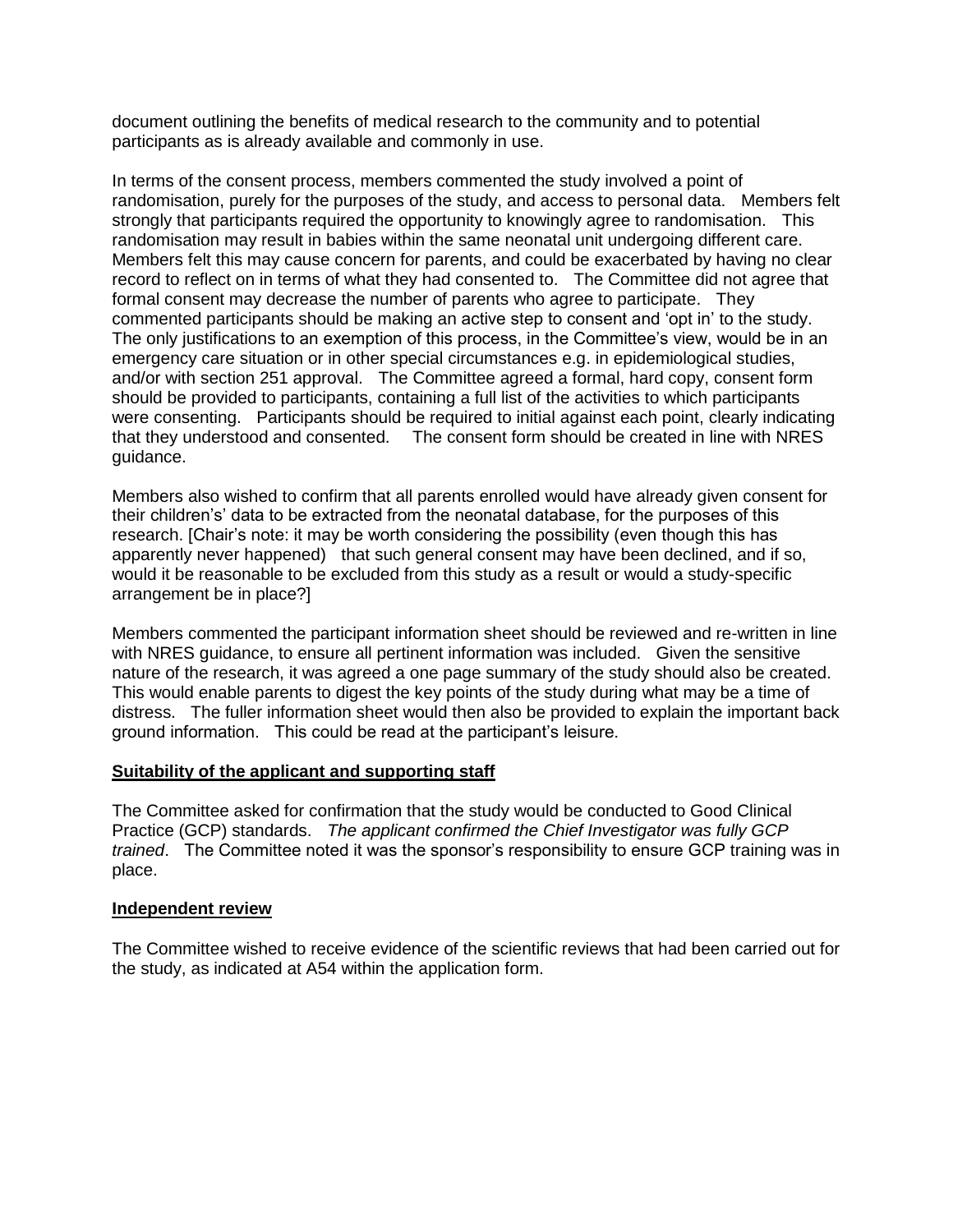document outlining the benefits of medical research to the community and to potential participants as is already available and commonly in use.

In terms of the consent process, members commented the study involved a point of randomisation, purely for the purposes of the study, and access to personal data. Members felt strongly that participants required the opportunity to knowingly agree to randomisation. This randomisation may result in babies within the same neonatal unit undergoing different care. Members felt this may cause concern for parents, and could be exacerbated by having no clear record to reflect on in terms of what they had consented to. The Committee did not agree that formal consent may decrease the number of parents who agree to participate. They commented participants should be making an active step to consent and 'opt in' to the study. The only justifications to an exemption of this process, in the Committee's view, would be in an emergency care situation or in other special circumstances e.g. in epidemiological studies, and/or with section 251 approval. The Committee agreed a formal, hard copy, consent form should be provided to participants, containing a full list of the activities to which participants were consenting. Participants should be required to initial against each point, clearly indicating that they understood and consented. The consent form should be created in line with NRES guidance.

Members also wished to confirm that all parents enrolled would have already given consent for their children's' data to be extracted from the neonatal database, for the purposes of this research. [Chair's note: it may be worth considering the possibility (even though this has apparently never happened) that such general consent may have been declined, and if so, would it be reasonable to be excluded from this study as a result or would a study-specific arrangement be in place?]

Members commented the participant information sheet should be reviewed and re-written in line with NRES guidance, to ensure all pertinent information was included. Given the sensitive nature of the research, it was agreed a one page summary of the study should also be created. This would enable parents to digest the key points of the study during what may be a time of distress. The fuller information sheet would then also be provided to explain the important back ground information. This could be read at the participant's leisure.

**Suitability of the applicant and supporting staff**

The Committee asked for confirmation that the study would be conducted to Good Clinical Practice (GCP) standards. *The applicant confirmed the Chief Investigator was fully GCP trained*. The Committee noted it was the sponsor's responsibility to ensure GCP training was in place.

**Independent review**

The Committee wished to receive evidence of the scientific reviews that had been carried out for the study, as indicated at A54 within the application form.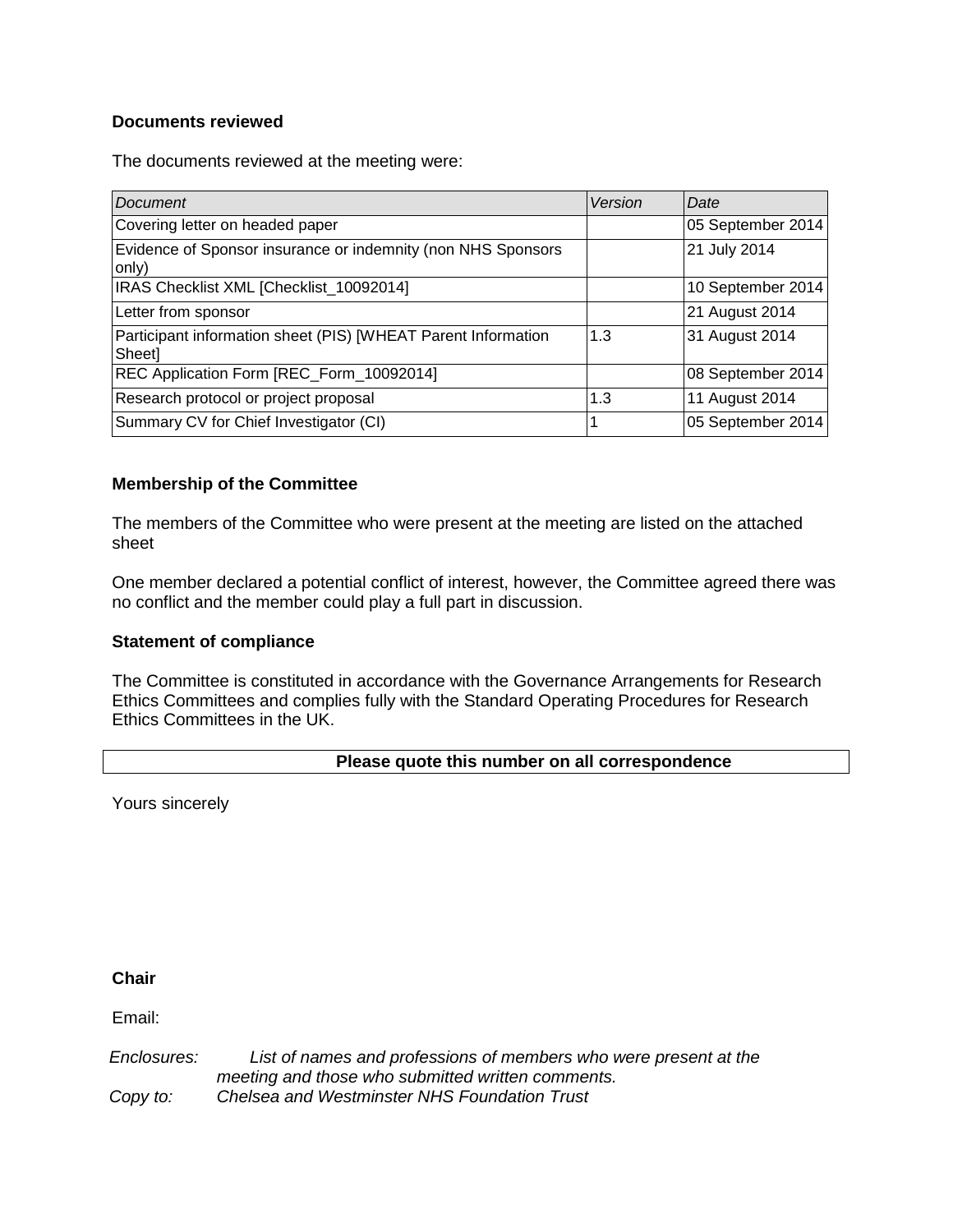**Documents reviewed**

The documents reviewed at the meeting were:

| *Document* | *Version* | *Date* |
|---|---|---|
| Covering letter on headed paper | | 05 September 2014 |
| Evidence of Sponsor insurance or indemnity (non NHS Sponsors only) | | 21 July 2014 |
| IRAS Checklist XML [Checklist_10092014] | | 10 September 2014 |
| Letter from sponsor | | 21 August 2014 |
| Participant information sheet (PIS) [WHEAT Parent Information Sheet] | 1.3 | 31 August 2014 |
| REC Application Form [REC_Form_10092014] | | 08 September 2014 |
| Research protocol or project proposal | 1.3 | 11 August 2014 |
| Summary CV for Chief Investigator (CI) | 1 | 05 September 2014 |

**Membership of the Committee**

The members of the Committee who were present at the meeting are listed on the attached sheet

One member declared a potential conflict of interest, however, the Committee agreed there was no conflict and the member could play a full part in discussion.

**Statement of compliance**

The Committee is constituted in accordance with the Governance Arrangements for Research Ethics Committees and complies fully with the Standard Operating Procedures for Research Ethics Committees in the UK.

| **Please quote this number on all correspondence** |
|---|

Yours sincerely

**Chair**

Email:

*Enclosures:* *List of names and professions of members who were present at the meeting and those who submitted written comments.*

*Copy to:* *Chelsea and Westminster NHS Foundation Trust*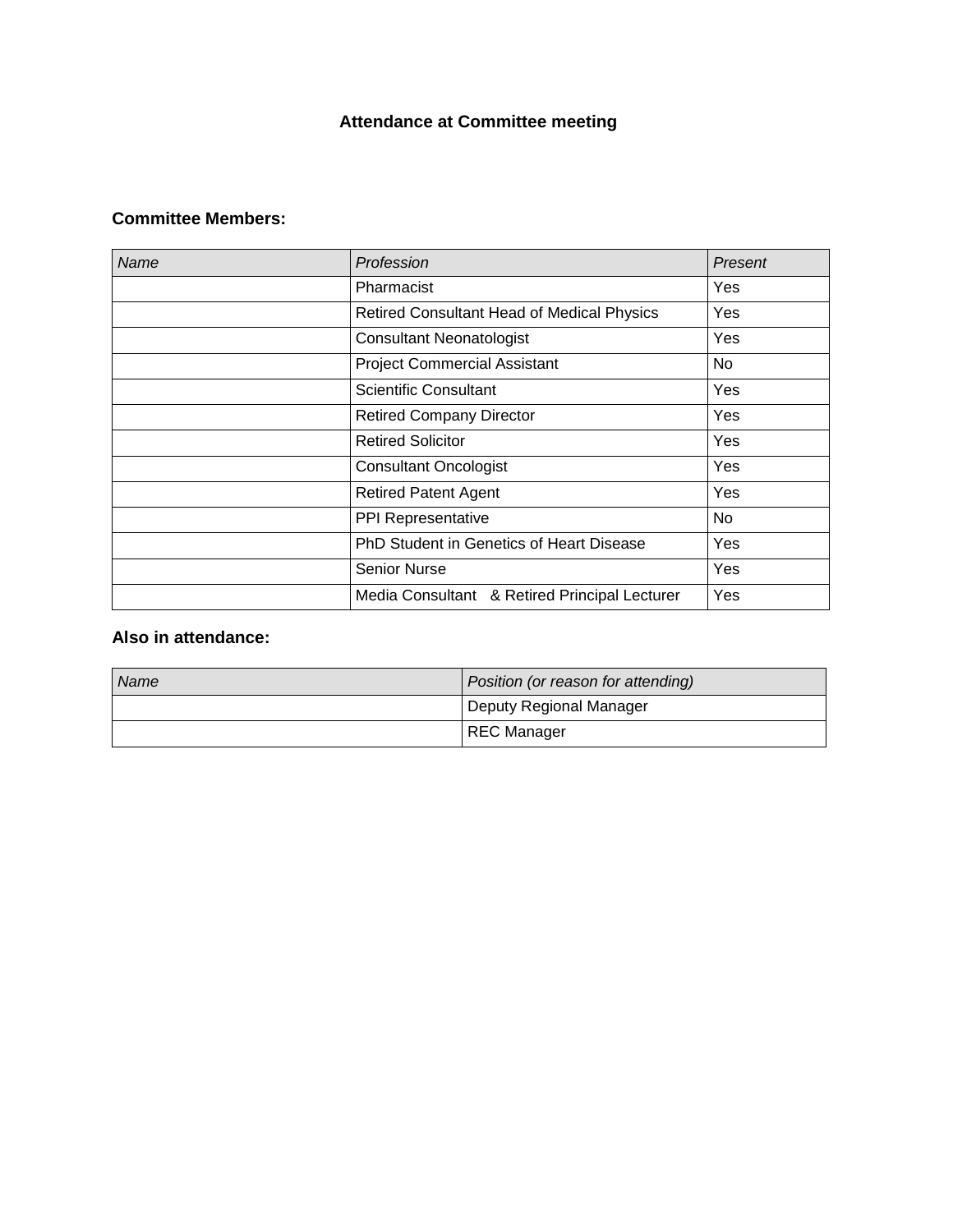# Attendance at Committee meeting

## Committee Members:

| *Name* | *Profession* | *Present* |
|---|---|---|
| | Pharmacist | Yes |
| | Retired Consultant Head of Medical Physics | Yes |
| | Consultant Neonatologist | Yes |
| | Project Commercial Assistant | No |
| | Scientific Consultant | Yes |
| | Retired Company Director | Yes |
| | Retired Solicitor | Yes |
| | Consultant Oncologist | Yes |
| | Retired Patent Agent | Yes |
| | PPI Representative | No |
| | PhD Student in Genetics of Heart Disease | Yes |
| | Senior Nurse | Yes |
| | Media Consultant & Retired Principal Lecturer | Yes |

## Also in attendance:

| *Name* | *Position (or reason for attending)* |
|---|---|
| | Deputy Regional Manager |
| | REC Manager |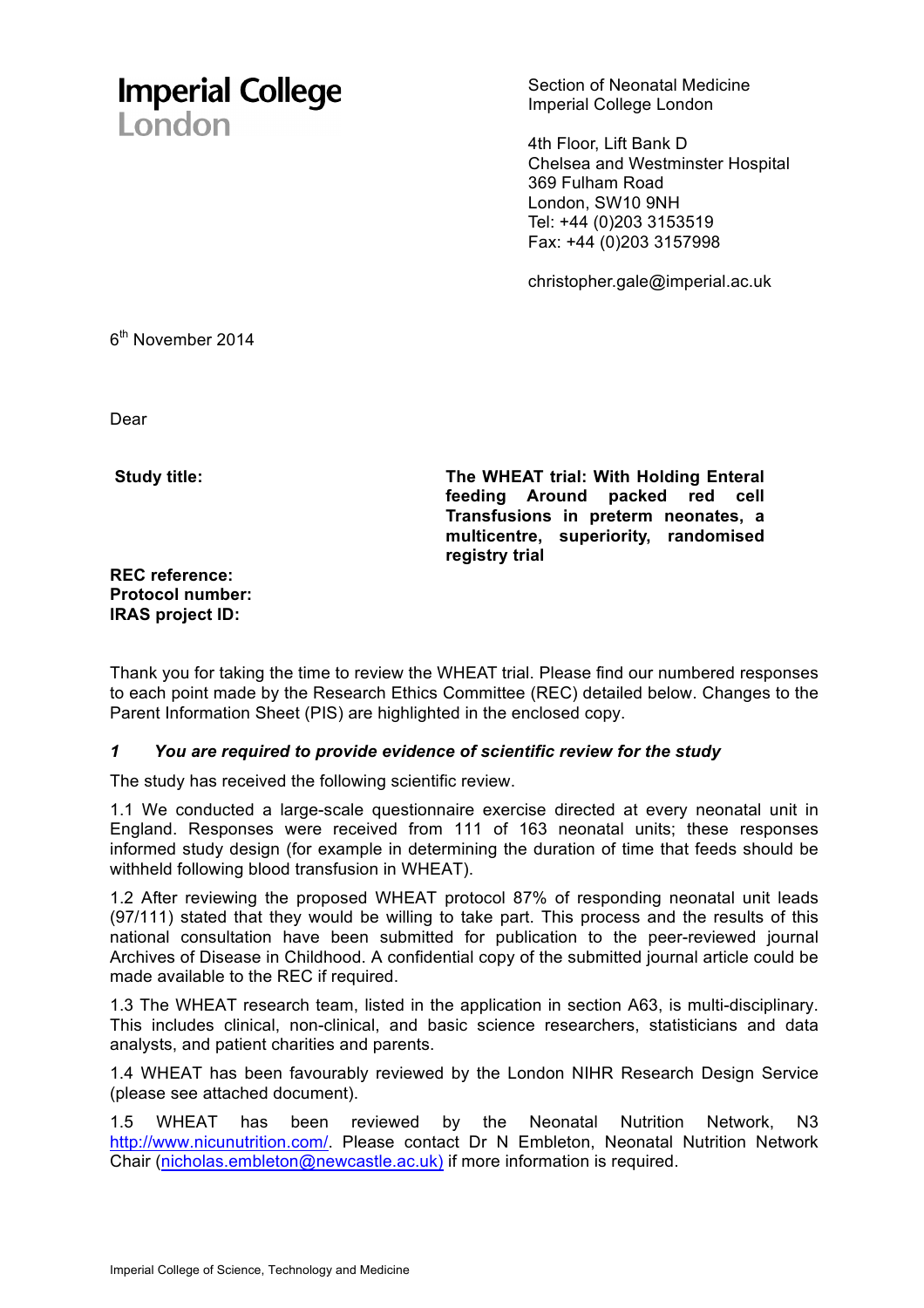Imperial College London

Section of Neonatal Medicine
Imperial College London

4th Floor, Lift Bank D
Chelsea and Westminster Hospital
369 Fulham Road
London, SW10 9NH
Tel: +44 (0)203 3153519
Fax: +44 (0)203 3157998

christopher.gale@imperial.ac.uk

6th November 2014

Dear

**Study title:** **The WHEAT trial: With Holding Enteral feeding Around packed red cell Transfusions in preterm neonates, a multicentre, superiority, randomised registry trial**

**REC reference:**
**Protocol number:**
**IRAS project ID:**

Thank you for taking the time to review the WHEAT trial. Please find our numbered responses to each point made by the Research Ethics Committee (REC) detailed below. Changes to the Parent Information Sheet (PIS) are highlighted in the enclosed copy.

### *1 You are required to provide evidence of scientific review for the study*

The study has received the following scientific review.

1.1 We conducted a large-scale questionnaire exercise directed at every neonatal unit in England. Responses were received from 111 of 163 neonatal units; these responses informed study design (for example in determining the duration of time that feeds should be withheld following blood transfusion in WHEAT).

1.2 After reviewing the proposed WHEAT protocol 87% of responding neonatal unit leads (97/111) stated that they would be willing to take part. This process and the results of this national consultation have been submitted for publication to the peer-reviewed journal Archives of Disease in Childhood. A confidential copy of the submitted journal article could be made available to the REC if required.

1.3 The WHEAT research team, listed in the application in section A63, is multi-disciplinary. This includes clinical, non-clinical, and basic science researchers, statisticians and data analysts, and patient charities and parents.

1.4 WHEAT has been favourably reviewed by the London NIHR Research Design Service (please see attached document).

1.5 WHEAT has been reviewed by the Neonatal Nutrition Network, N3 http://www.nicunutrition.com/. Please contact Dr N Embleton, Neonatal Nutrition Network Chair (nicholas.embleton@newcastle.ac.uk) if more information is required.

Imperial College of Science, Technology and Medicine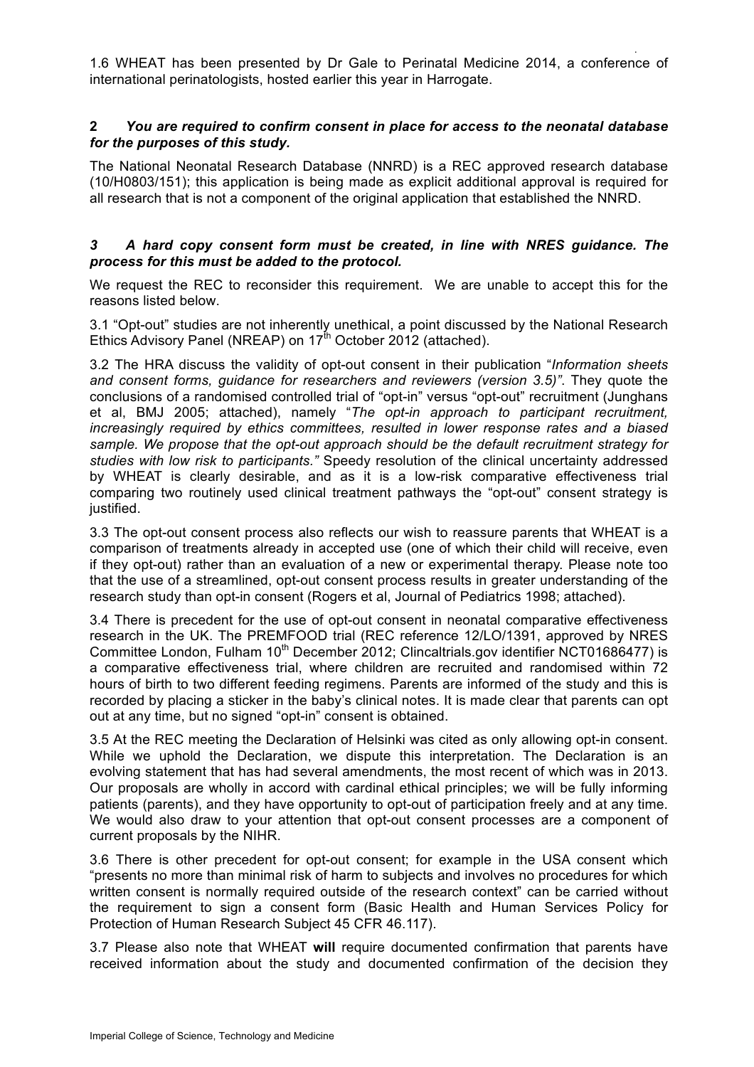1.6 WHEAT has been presented by Dr Gale to Perinatal Medicine 2014, a conference of international perinatologists, hosted earlier this year in Harrogate.

**2** ***You are required to confirm consent in place for access to the neonatal database for the purposes of this study.***

The National Neonatal Research Database (NNRD) is a REC approved research database (10/H0803/151); this application is being made as explicit additional approval is required for all research that is not a component of the original application that established the NNRD.

***3 A hard copy consent form must be created, in line with NRES guidance. The process for this must be added to the protocol.***

We request the REC to reconsider this requirement. We are unable to accept this for the reasons listed below.

3.1 "Opt-out" studies are not inherently unethical, a point discussed by the National Research Ethics Advisory Panel (NREAP) on 17th October 2012 (attached).

3.2 The HRA discuss the validity of opt-out consent in their publication "*Information sheets and consent forms, guidance for researchers and reviewers (version 3.5)"*. They quote the conclusions of a randomised controlled trial of "opt-in" versus "opt-out" recruitment (Junghans et al, BMJ 2005; attached), namely "*The opt-in approach to participant recruitment, increasingly required by ethics committees, resulted in lower response rates and a biased sample. We propose that the opt-out approach should be the default recruitment strategy for studies with low risk to participants."* Speedy resolution of the clinical uncertainty addressed by WHEAT is clearly desirable, and as it is a low-risk comparative effectiveness trial comparing two routinely used clinical treatment pathways the "opt-out" consent strategy is justified.

3.3 The opt-out consent process also reflects our wish to reassure parents that WHEAT is a comparison of treatments already in accepted use (one of which their child will receive, even if they opt-out) rather than an evaluation of a new or experimental therapy. Please note too that the use of a streamlined, opt-out consent process results in greater understanding of the research study than opt-in consent (Rogers et al, Journal of Pediatrics 1998; attached).

3.4 There is precedent for the use of opt-out consent in neonatal comparative effectiveness research in the UK. The PREMFOOD trial (REC reference 12/LO/1391, approved by NRES Committee London, Fulham 10th December 2012; Clincaltrials.gov identifier NCT01686477) is a comparative effectiveness trial, where children are recruited and randomised within 72 hours of birth to two different feeding regimens. Parents are informed of the study and this is recorded by placing a sticker in the baby's clinical notes. It is made clear that parents can opt out at any time, but no signed "opt-in" consent is obtained.

3.5 At the REC meeting the Declaration of Helsinki was cited as only allowing opt-in consent. While we uphold the Declaration, we dispute this interpretation. The Declaration is an evolving statement that has had several amendments, the most recent of which was in 2013. Our proposals are wholly in accord with cardinal ethical principles; we will be fully informing patients (parents), and they have opportunity to opt-out of participation freely and at any time. We would also draw to your attention that opt-out consent processes are a component of current proposals by the NIHR.

3.6 There is other precedent for opt-out consent; for example in the USA consent which "presents no more than minimal risk of harm to subjects and involves no procedures for which written consent is normally required outside of the research context" can be carried without the requirement to sign a consent form (Basic Health and Human Services Policy for Protection of Human Research Subject 45 CFR 46.117).

3.7 Please also note that WHEAT **will** require documented confirmation that parents have received information about the study and documented confirmation of the decision they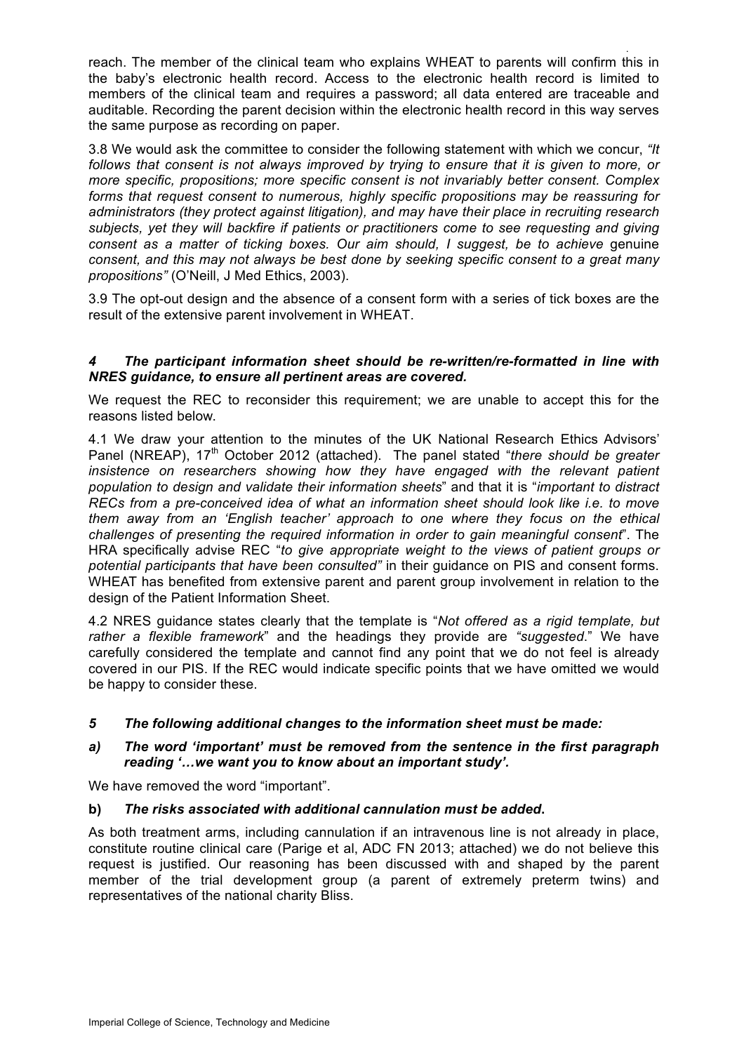reach. The member of the clinical team who explains WHEAT to parents will confirm this in the baby's electronic health record. Access to the electronic health record is limited to members of the clinical team and requires a password; all data entered are traceable and auditable. Recording the parent decision within the electronic health record in this way serves the same purpose as recording on paper.

3.8 We would ask the committee to consider the following statement with which we concur, *"It follows that consent is not always improved by trying to ensure that it is given to more, or more specific, propositions; more specific consent is not invariably better consent. Complex forms that request consent to numerous, highly specific propositions may be reassuring for administrators (they protect against litigation), and may have their place in recruiting research subjects, yet they will backfire if patients or practitioners come to see requesting and giving consent as a matter of ticking boxes. Our aim should, I suggest, be to achieve* genuine *consent, and this may not always be best done by seeking specific consent to a great many propositions"* (O'Neill, J Med Ethics, 2003).

3.9 The opt-out design and the absence of a consent form with a series of tick boxes are the result of the extensive parent involvement in WHEAT.

### *4 The participant information sheet should be re-written/re-formatted in line with NRES guidance, to ensure all pertinent areas are covered.*

We request the REC to reconsider this requirement; we are unable to accept this for the reasons listed below.

4.1 We draw your attention to the minutes of the UK National Research Ethics Advisors' Panel (NREAP), 17th October 2012 (attached). The panel stated "*there should be greater insistence on researchers showing how they have engaged with the relevant patient population to design and validate their information sheets*" and that it is "*important to distract RECs from a pre-conceived idea of what an information sheet should look like i.e. to move them away from an 'English teacher' approach to one where they focus on the ethical challenges of presenting the required information in order to gain meaningful consent*". The HRA specifically advise REC "*to give appropriate weight to the views of patient groups or potential participants that have been consulted"* in their guidance on PIS and consent forms. WHEAT has benefited from extensive parent and parent group involvement in relation to the design of the Patient Information Sheet.

4.2 NRES guidance states clearly that the template is "*Not offered as a rigid template, but rather a flexible framework*" and the headings they provide are *"suggested*." We have carefully considered the template and cannot find any point that we do not feel is already covered in our PIS. If the REC would indicate specific points that we have omitted we would be happy to consider these.

### *5 The following additional changes to the information sheet must be made:*

#### *a) The word 'important' must be removed from the sentence in the first paragraph reading '…we want you to know about an important study'.*

We have removed the word "important".

#### **b)** ***The risks associated with additional cannulation must be added*.**

As both treatment arms, including cannulation if an intravenous line is not already in place, constitute routine clinical care (Parige et al, ADC FN 2013; attached) we do not believe this request is justified. Our reasoning has been discussed with and shaped by the parent member of the trial development group (a parent of extremely preterm twins) and representatives of the national charity Bliss.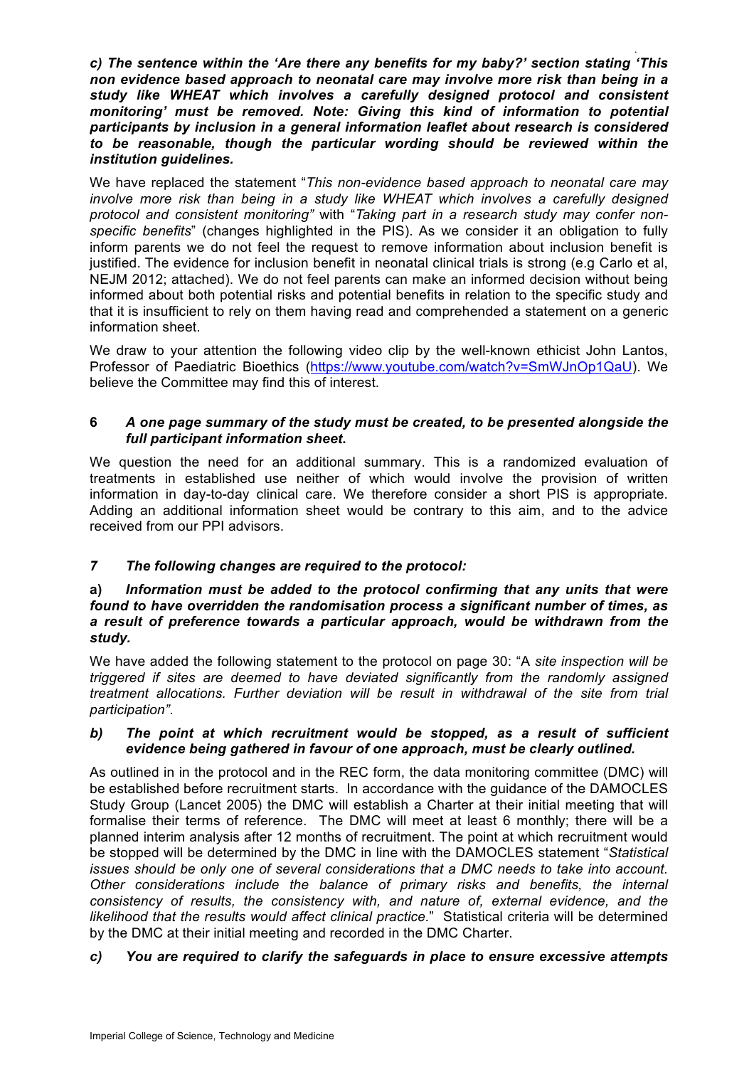***c) The sentence within the 'Are there any benefits for my baby?' section stating 'This non evidence based approach to neonatal care may involve more risk than being in a study like WHEAT which involves a carefully designed protocol and consistent monitoring' must be removed. Note: Giving this kind of information to potential participants by inclusion in a general information leaflet about research is considered to be reasonable, though the particular wording should be reviewed within the institution guidelines.***

We have replaced the statement "*This non-evidence based approach to neonatal care may involve more risk than being in a study like WHEAT which involves a carefully designed protocol and consistent monitoring*" with "*Taking part in a research study may confer non-specific benefits*" (changes highlighted in the PIS). As we consider it an obligation to fully inform parents we do not feel the request to remove information about inclusion benefit is justified. The evidence for inclusion benefit in neonatal clinical trials is strong (e.g Carlo et al, NEJM 2012; attached). We do not feel parents can make an informed decision without being informed about both potential risks and potential benefits in relation to the specific study and that it is insufficient to rely on them having read and comprehended a statement on a generic information sheet.

We draw to your attention the following video clip by the well-known ethicist John Lantos, Professor of Paediatric Bioethics (https://www.youtube.com/watch?v=SmWJnOp1QaU). We believe the Committee may find this of interest.

**6** ***A one page summary of the study must be created, to be presented alongside the full participant information sheet.***

We question the need for an additional summary. This is a randomized evaluation of treatments in established use neither of which would involve the provision of written information in day-to-day clinical care. We therefore consider a short PIS is appropriate. Adding an additional information sheet would be contrary to this aim, and to the advice received from our PPI advisors.

***7 The following changes are required to the protocol:***

***a) Information must be added to the protocol confirming that any units that were found to have overridden the randomisation process a significant number of times, as a result of preference towards a particular approach, would be withdrawn from the study.***

We have added the following statement to the protocol on page 30: "*A site inspection will be triggered if sites are deemed to have deviated significantly from the randomly assigned treatment allocations. Further deviation will be result in withdrawal of the site from trial participation"*.

***b) The point at which recruitment would be stopped, as a result of sufficient evidence being gathered in favour of one approach, must be clearly outlined.***

As outlined in in the protocol and in the REC form, the data monitoring committee (DMC) will be established before recruitment starts. In accordance with the guidance of the DAMOCLES Study Group (Lancet 2005) the DMC will establish a Charter at their initial meeting that will formalise their terms of reference. The DMC will meet at least 6 monthly; there will be a planned interim analysis after 12 months of recruitment. The point at which recruitment would be stopped will be determined by the DMC in line with the DAMOCLES statement "*Statistical issues should be only one of several considerations that a DMC needs to take into account. Other considerations include the balance of primary risks and benefits, the internal consistency of results, the consistency with, and nature of, external evidence, and the likelihood that the results would affect clinical practice.*" Statistical criteria will be determined by the DMC at their initial meeting and recorded in the DMC Charter.

***c) You are required to clarify the safeguards in place to ensure excessive attempts***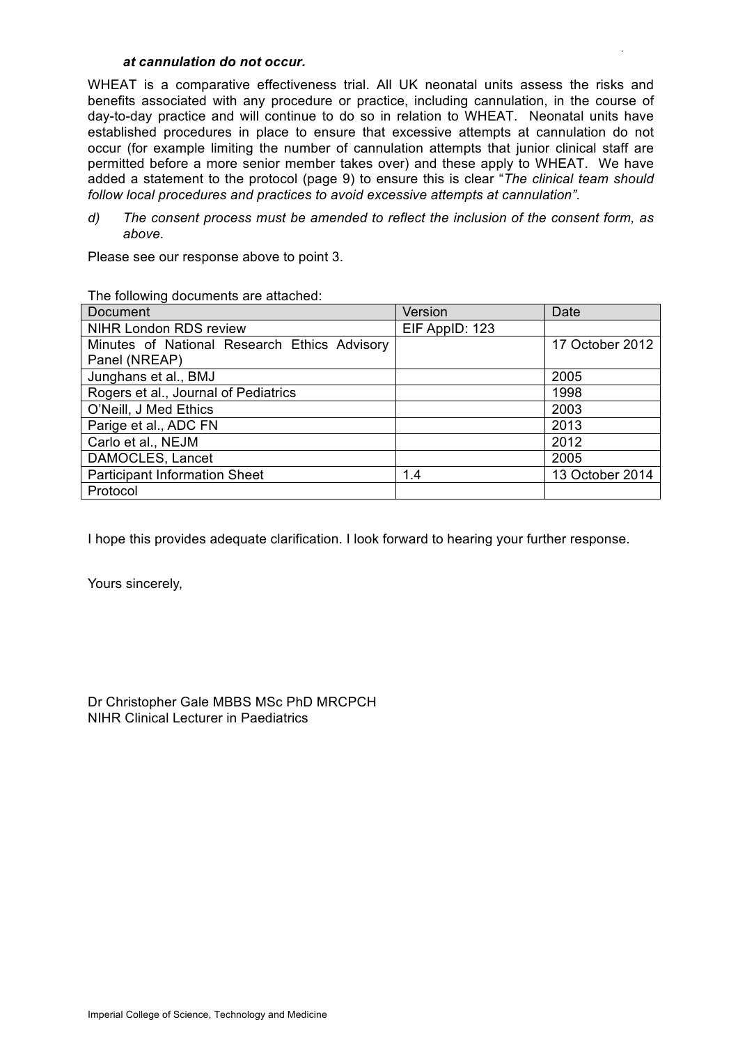***at cannulation do not occur.***

WHEAT is a comparative effectiveness trial. All UK neonatal units assess the risks and benefits associated with any procedure or practice, including cannulation, in the course of day-to-day practice and will continue to do so in relation to WHEAT. Neonatal units have established procedures in place to ensure that excessive attempts at cannulation do not occur (for example limiting the number of cannulation attempts that junior clinical staff are permitted before a more senior member takes over) and these apply to WHEAT. We have added a statement to the protocol (page 9) to ensure this is clear "*The clinical team should follow local procedures and practices to avoid excessive attempts at cannulation"*.

*d) The consent process must be amended to reflect the inclusion of the consent form, as above.*

Please see our response above to point 3.

The following documents are attached:

| Document | Version | Date |
|---|---|---|
| NIHR London RDS review | EIF AppID: 123 | |
| Minutes of National Research Ethics Advisory Panel (NREAP) | | 17 October 2012 |
| Junghans et al., BMJ | | 2005 |
| Rogers et al., Journal of Pediatrics | | 1998 |
| O'Neill, J Med Ethics | | 2003 |
| Parige et al., ADC FN | | 2013 |
| Carlo et al., NEJM | | 2012 |
| DAMOCLES, Lancet | | 2005 |
| Participant Information Sheet | 1.4 | 13 October 2014 |
| Protocol | | |

I hope this provides adequate clarification. I look forward to hearing your further response.

Yours sincerely,

Dr Christopher Gale MBBS MSc PhD MRCPCH
NIHR Clinical Lecturer in Paediatrics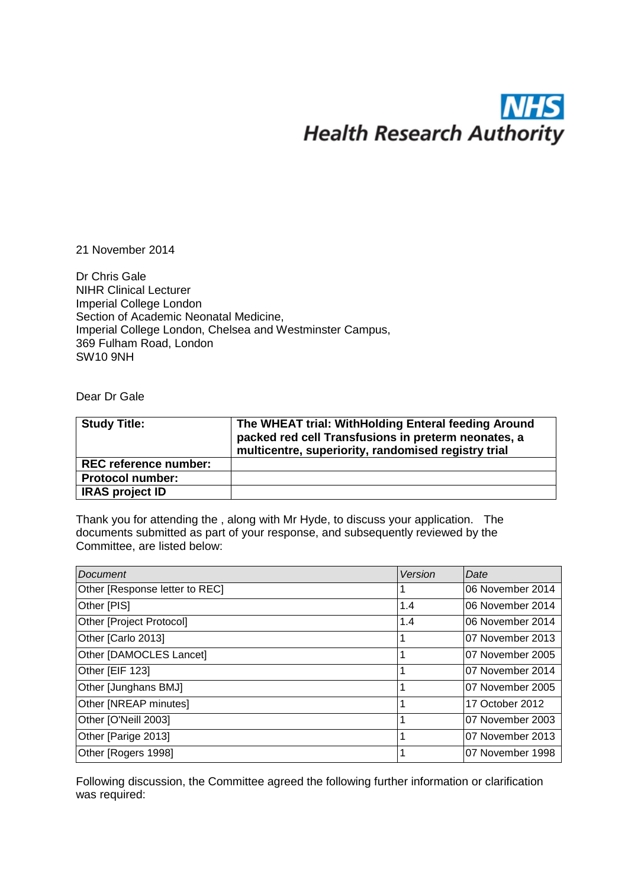NHS Health Research Authority

21 November 2014

Dr Chris Gale
NIHR Clinical Lecturer
Imperial College London
Section of Academic Neonatal Medicine,
Imperial College London, Chelsea and Westminster Campus,
369 Fulham Road, London
SW10 9NH

Dear Dr Gale

| **Study Title:** | **The WHEAT trial: WithHolding Enteral feeding Around packed red cell Transfusions in preterm neonates, a multicentre, superiority, randomised registry trial** |
|---|---|
| **REC reference number:** | |
| **Protocol number:** | |
| **IRAS project ID** | |

Thank you for attending the , along with Mr Hyde, to discuss your application. The documents submitted as part of your response, and subsequently reviewed by the Committee, are listed below:

| *Document* | *Version* | *Date* |
|---|---|---|
| Other [Response letter to REC] | 1 | 06 November 2014 |
| Other [PIS] | 1.4 | 06 November 2014 |
| Other [Project Protocol] | 1.4 | 06 November 2014 |
| Other [Carlo 2013] | 1 | 07 November 2013 |
| Other [DAMOCLES Lancet] | 1 | 07 November 2005 |
| Other [EIF 123] | 1 | 07 November 2014 |
| Other [Junghans BMJ] | 1 | 07 November 2005 |
| Other [NREAP minutes] | 1 | 17 October 2012 |
| Other [O'Neill 2003] | 1 | 07 November 2003 |
| Other [Parige 2013] | 1 | 07 November 2013 |
| Other [Rogers 1998] | 1 | 07 November 1998 |

Following discussion, the Committee agreed the following further information or clarification was required: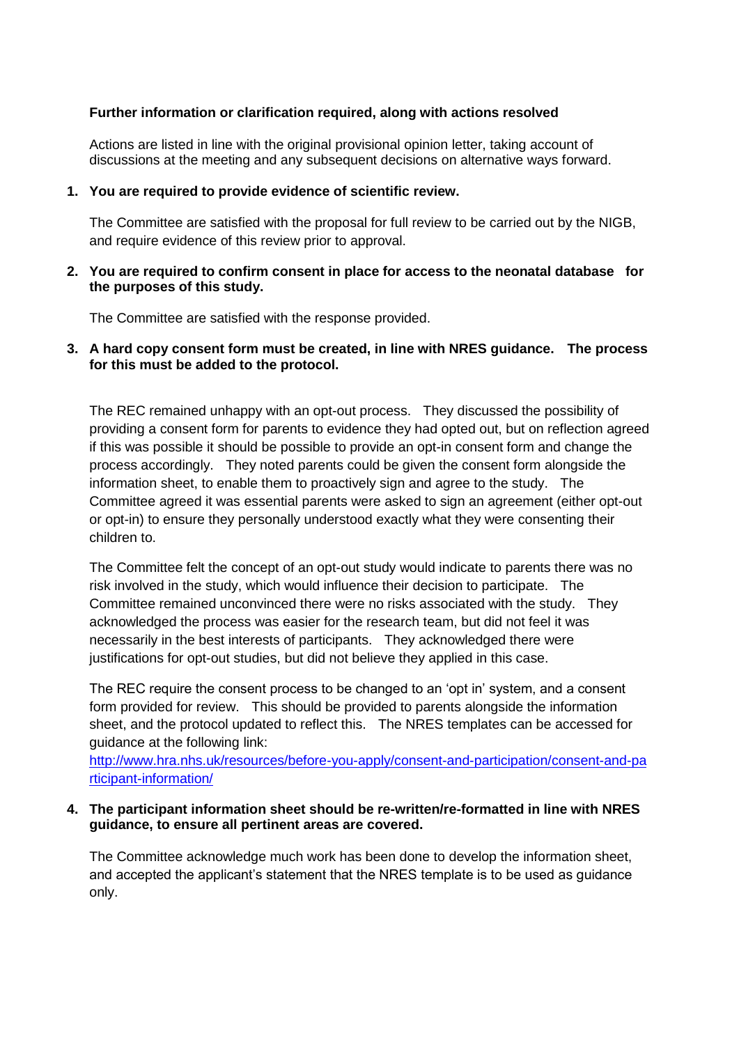**Further information or clarification required, along with actions resolved**

Actions are listed in line with the original provisional opinion letter, taking account of discussions at the meeting and any subsequent decisions on alternative ways forward.

1. **You are required to provide evidence of scientific review.**

   The Committee are satisfied with the proposal for full review to be carried out by the NIGB, and require evidence of this review prior to approval.

2. **You are required to confirm consent in place for access to the neonatal database for the purposes of this study.**

   The Committee are satisfied with the response provided.

3. **A hard copy consent form must be created, in line with NRES guidance. The process for this must be added to the protocol.**

   The REC remained unhappy with an opt-out process. They discussed the possibility of providing a consent form for parents to evidence they had opted out, but on reflection agreed if this was possible it should be possible to provide an opt-in consent form and change the process accordingly. They noted parents could be given the consent form alongside the information sheet, to enable them to proactively sign and agree to the study. The Committee agreed it was essential parents were asked to sign an agreement (either opt-out or opt-in) to ensure they personally understood exactly what they were consenting their children to.

   The Committee felt the concept of an opt-out study would indicate to parents there was no risk involved in the study, which would influence their decision to participate. The Committee remained unconvinced there were no risks associated with the study. They acknowledged the process was easier for the research team, but did not feel it was necessarily in the best interests of participants. They acknowledged there were justifications for opt-out studies, but did not believe they applied in this case.

   The REC require the consent process to be changed to an 'opt in' system, and a consent form provided for review. This should be provided to parents alongside the information sheet, and the protocol updated to reflect this. The NRES templates can be accessed for guidance at the following link:
   http://www.hra.nhs.uk/resources/before-you-apply/consent-and-participation/consent-and-participant-information/

4. **The participant information sheet should be re-written/re-formatted in line with NRES guidance, to ensure all pertinent areas are covered.**

   The Committee acknowledge much work has been done to develop the information sheet, and accepted the applicant's statement that the NRES template is to be used as guidance only.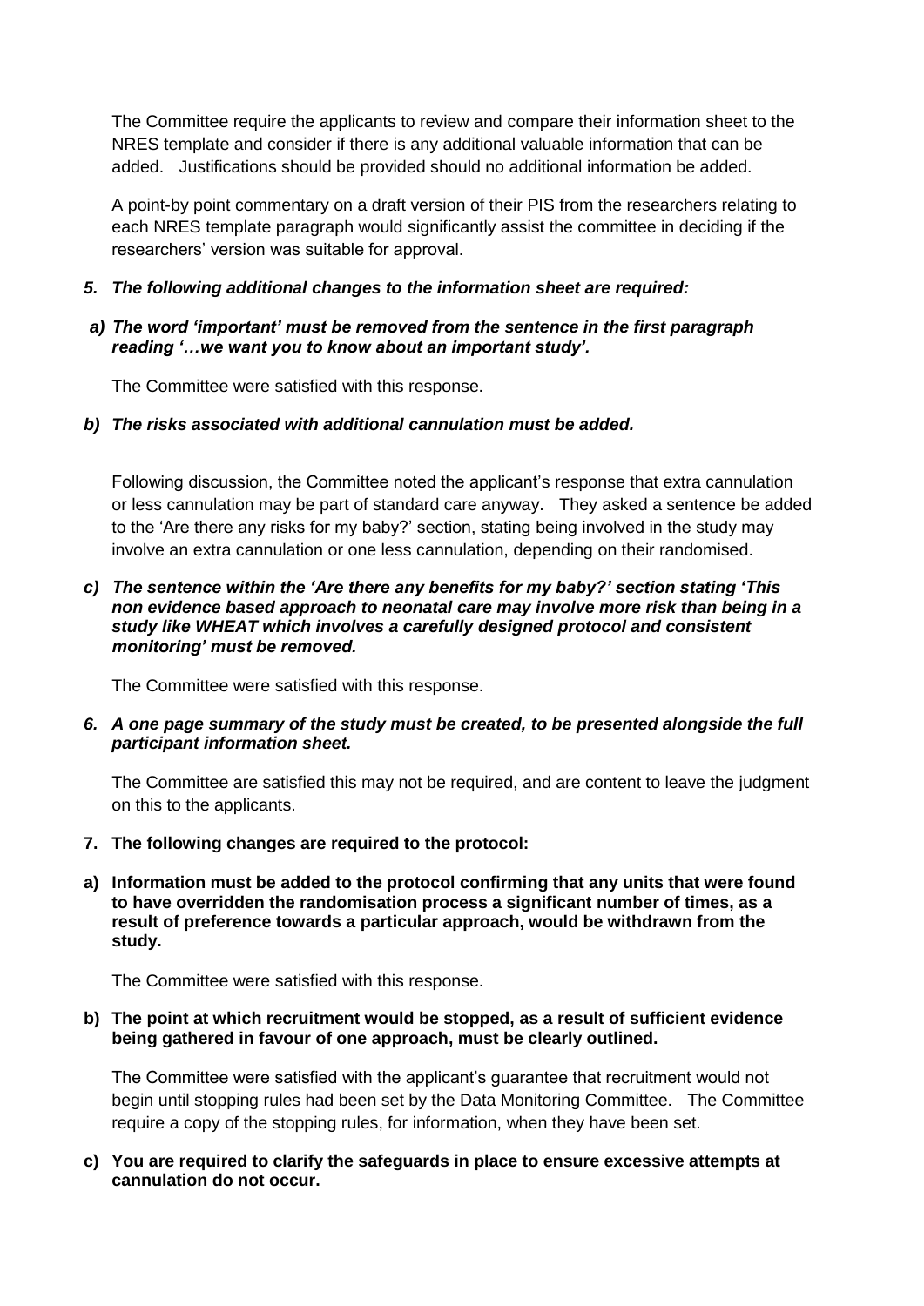The Committee require the applicants to review and compare their information sheet to the NRES template and consider if there is any additional valuable information that can be added.   Justifications should be provided should no additional information be added.

A point-by point commentary on a draft version of their PIS from the researchers relating to each NRES template paragraph would significantly assist the committee in deciding if the researchers' version was suitable for approval.

***5. The following additional changes to the information sheet are required:***

***a) The word 'important' must be removed from the sentence in the first paragraph reading '…we want you to know about an important study'.***

The Committee were satisfied with this response.

***b) The risks associated with additional cannulation must be added.***

Following discussion, the Committee noted the applicant's response that extra cannulation or less cannulation may be part of standard care anyway.   They asked a sentence be added to the 'Are there any risks for my baby?' section, stating being involved in the study may involve an extra cannulation or one less cannulation, depending on their randomised.

***c) The sentence within the 'Are there any benefits for my baby?' section stating 'This non evidence based approach to neonatal care may involve more risk than being in a study like WHEAT which involves a carefully designed protocol and consistent monitoring' must be removed.***

The Committee were satisfied with this response.

***6. A one page summary of the study must be created, to be presented alongside the full participant information sheet.***

The Committee are satisfied this may not be required, and are content to leave the judgment on this to the applicants.

**7. The following changes are required to the protocol:**

**a) Information must be added to the protocol confirming that any units that were found to have overridden the randomisation process a significant number of times, as a result of preference towards a particular approach, would be withdrawn from the study.**

The Committee were satisfied with this response.

**b) The point at which recruitment would be stopped, as a result of sufficient evidence being gathered in favour of one approach, must be clearly outlined.**

The Committee were satisfied with the applicant's guarantee that recruitment would not begin until stopping rules had been set by the Data Monitoring Committee.   The Committee require a copy of the stopping rules, for information, when they have been set.

**c) You are required to clarify the safeguards in place to ensure excessive attempts at cannulation do not occur.**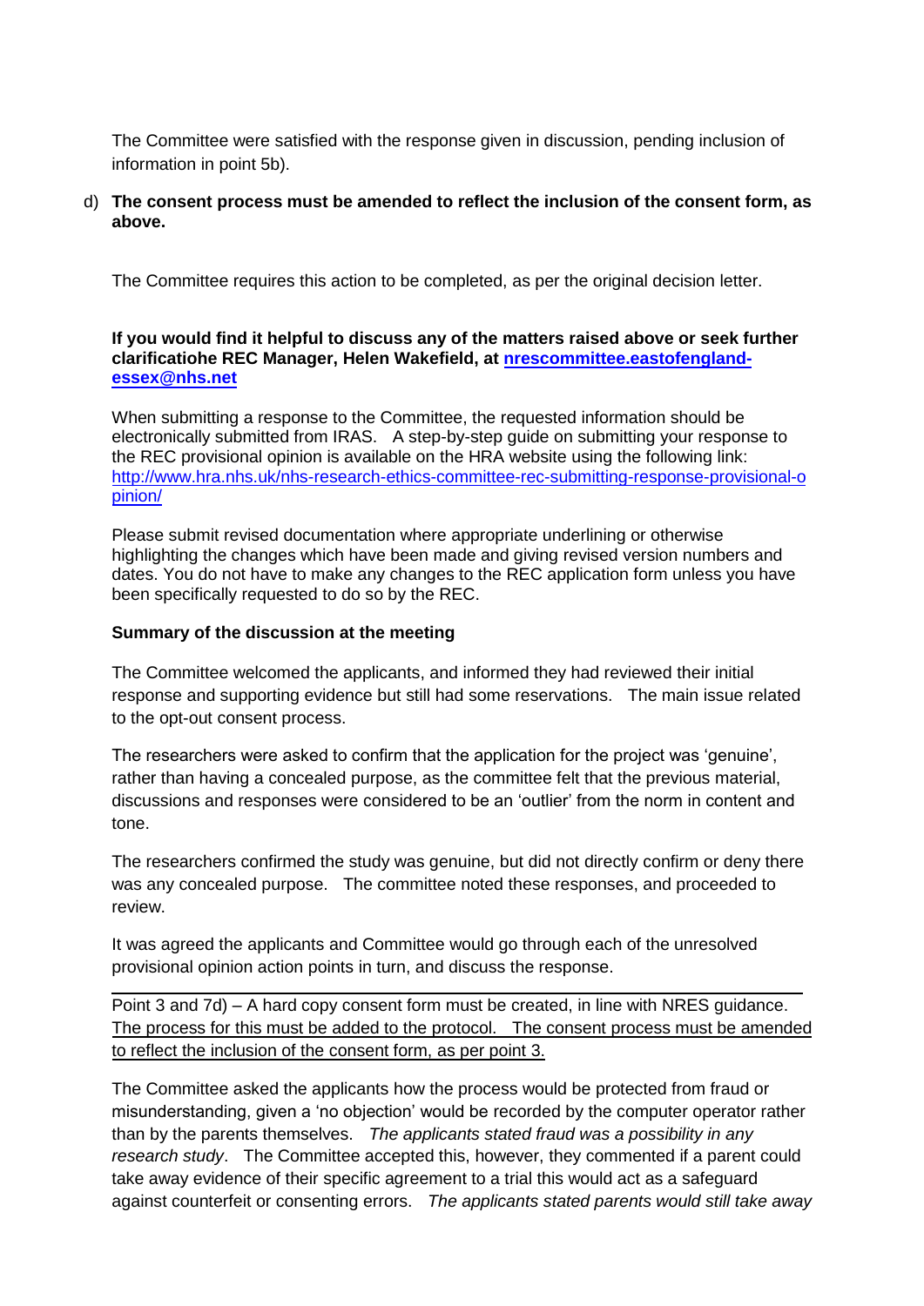The Committee were satisfied with the response given in discussion, pending inclusion of information in point 5b).

d) **The consent process must be amended to reflect the inclusion of the consent form, as above.**

The Committee requires this action to be completed, as per the original decision letter.

**If you would find it helpful to discuss any of the matters raised above or seek further clarificatiohe REC Manager, Helen Wakefield, at [nrescommittee.eastofengland-essex@nhs.net](mailto:nrescommittee.eastofengland-essex@nhs.net)**

When submitting a response to the Committee, the requested information should be electronically submitted from IRAS. A step-by-step guide on submitting your response to the REC provisional opinion is available on the HRA website using the following link: [http://www.hra.nhs.uk/nhs-research-ethics-committee-rec-submitting-response-provisional-opinion/](http://www.hra.nhs.uk/nhs-research-ethics-committee-rec-submitting-response-provisional-opinion/)

Please submit revised documentation where appropriate underlining or otherwise highlighting the changes which have been made and giving revised version numbers and dates. You do not have to make any changes to the REC application form unless you have been specifically requested to do so by the REC.

**Summary of the discussion at the meeting**

The Committee welcomed the applicants, and informed they had reviewed their initial response and supporting evidence but still had some reservations. The main issue related to the opt-out consent process.

The researchers were asked to confirm that the application for the project was 'genuine', rather than having a concealed purpose, as the committee felt that the previous material, discussions and responses were considered to be an 'outlier' from the norm in content and tone.

The researchers confirmed the study was genuine, but did not directly confirm or deny there was any concealed purpose. The committee noted these responses, and proceeded to review.

It was agreed the applicants and Committee would go through each of the unresolved provisional opinion action points in turn, and discuss the response.

---

Point 3 and 7d) – A hard copy consent form must be created, in line with NRES guidance. <u>The process for this must be added to the protocol. The consent process must be amended to reflect the inclusion of the consent form, as per point 3.</u>

The Committee asked the applicants how the process would be protected from fraud or misunderstanding, given a 'no objection' would be recorded by the computer operator rather than by the parents themselves. *The applicants stated fraud was a possibility in any research study*. The Committee accepted this, however, they commented if a parent could take away evidence of their specific agreement to a trial this would act as a safeguard against counterfeit or consenting errors. *The applicants stated parents would still take away*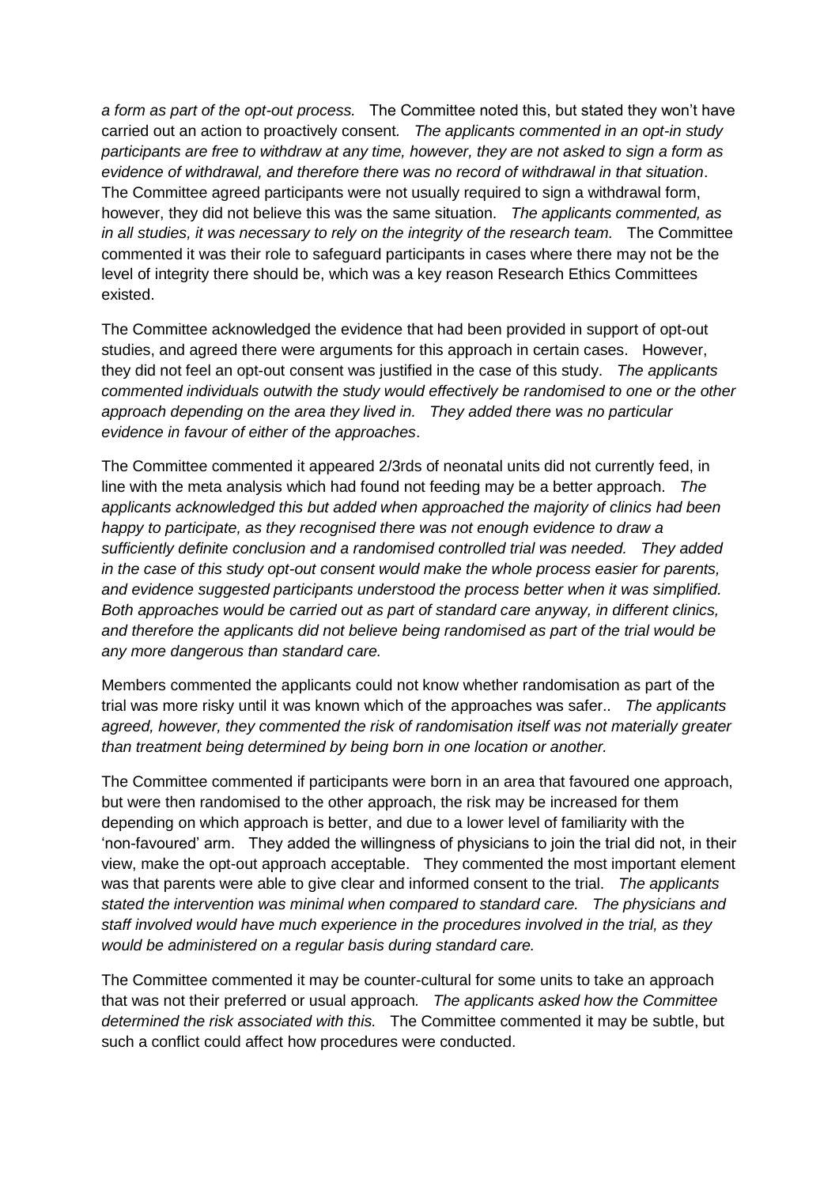*a form as part of the opt-out process.* The Committee noted this, but stated they won't have carried out an action to proactively consent. *The applicants commented in an opt-in study participants are free to withdraw at any time, however, they are not asked to sign a form as evidence of withdrawal, and therefore there was no record of withdrawal in that situation*. The Committee agreed participants were not usually required to sign a withdrawal form, however, they did not believe this was the same situation. *The applicants commented, as in all studies, it was necessary to rely on the integrity of the research team.* The Committee commented it was their role to safeguard participants in cases where there may not be the level of integrity there should be, which was a key reason Research Ethics Committees existed.

The Committee acknowledged the evidence that had been provided in support of opt-out studies, and agreed there were arguments for this approach in certain cases. However, they did not feel an opt-out consent was justified in the case of this study. *The applicants commented individuals outwith the study would effectively be randomised to one or the other approach depending on the area they lived in. They added there was no particular evidence in favour of either of the approaches*.

The Committee commented it appeared 2/3rds of neonatal units did not currently feed, in line with the meta analysis which had found not feeding may be a better approach. *The applicants acknowledged this but added when approached the majority of clinics had been happy to participate, as they recognised there was not enough evidence to draw a sufficiently definite conclusion and a randomised controlled trial was needed. They added in the case of this study opt-out consent would make the whole process easier for parents, and evidence suggested participants understood the process better when it was simplified. Both approaches would be carried out as part of standard care anyway, in different clinics, and therefore the applicants did not believe being randomised as part of the trial would be any more dangerous than standard care.*

Members commented the applicants could not know whether randomisation as part of the trial was more risky until it was known which of the approaches was safer.. *The applicants agreed, however, they commented the risk of randomisation itself was not materially greater than treatment being determined by being born in one location or another.*

The Committee commented if participants were born in an area that favoured one approach, but were then randomised to the other approach, the risk may be increased for them depending on which approach is better, and due to a lower level of familiarity with the 'non-favoured' arm. They added the willingness of physicians to join the trial did not, in their view, make the opt-out approach acceptable. They commented the most important element was that parents were able to give clear and informed consent to the trial. *The applicants stated the intervention was minimal when compared to standard care. The physicians and staff involved would have much experience in the procedures involved in the trial, as they would be administered on a regular basis during standard care.*

The Committee commented it may be counter-cultural for some units to take an approach that was not their preferred or usual approach. *The applicants asked how the Committee determined the risk associated with this.* The Committee commented it may be subtle, but such a conflict could affect how procedures were conducted.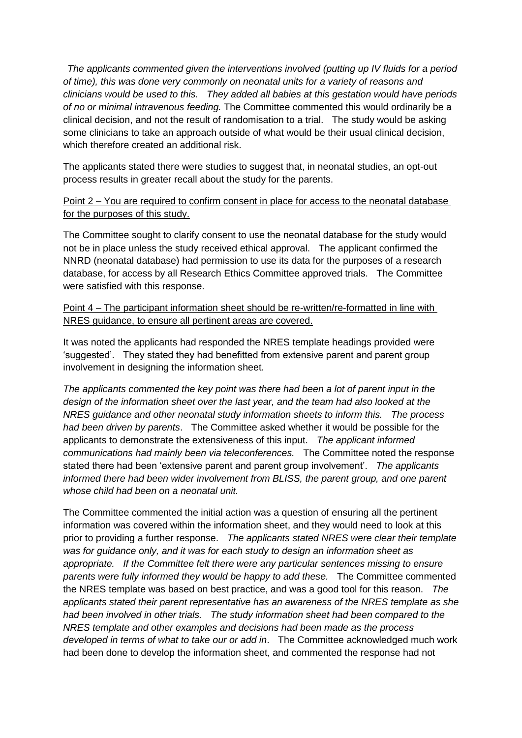*The applicants commented given the interventions involved (putting up IV fluids for a period of time), this was done very commonly on neonatal units for a variety of reasons and clinicians would be used to this. They added all babies at this gestation would have periods of no or minimal intravenous feeding.* The Committee commented this would ordinarily be a clinical decision, and not the result of randomisation to a trial. The study would be asking some clinicians to take an approach outside of what would be their usual clinical decision, which therefore created an additional risk.

The applicants stated there were studies to suggest that, in neonatal studies, an opt-out process results in greater recall about the study for the parents.

<u>Point 2 – You are required to confirm consent in place for access to the neonatal database for the purposes of this study.</u>

The Committee sought to clarify consent to use the neonatal database for the study would not be in place unless the study received ethical approval. The applicant confirmed the NNRD (neonatal database) had permission to use its data for the purposes of a research database, for access by all Research Ethics Committee approved trials. The Committee were satisfied with this response.

<u>Point 4 – The participant information sheet should be re-written/re-formatted in line with NRES guidance, to ensure all pertinent areas are covered.</u>

It was noted the applicants had responded the NRES template headings provided were 'suggested'. They stated they had benefitted from extensive parent and parent group involvement in designing the information sheet.

*The applicants commented the key point was there had been a lot of parent input in the design of the information sheet over the last year, and the team had also looked at the NRES guidance and other neonatal study information sheets to inform this. The process had been driven by parents*. The Committee asked whether it would be possible for the applicants to demonstrate the extensiveness of this input. *The applicant informed communications had mainly been via teleconferences.* The Committee noted the response stated there had been 'extensive parent and parent group involvement'. *The applicants informed there had been wider involvement from BLISS, the parent group, and one parent whose child had been on a neonatal unit.*

The Committee commented the initial action was a question of ensuring all the pertinent information was covered within the information sheet, and they would need to look at this prior to providing a further response. *The applicants stated NRES were clear their template was for guidance only, and it was for each study to design an information sheet as appropriate. If the Committee felt there were any particular sentences missing to ensure parents were fully informed they would be happy to add these.* The Committee commented the NRES template was based on best practice, and was a good tool for this reason. *The applicants stated their parent representative has an awareness of the NRES template as she had been involved in other trials. The study information sheet had been compared to the NRES template and other examples and decisions had been made as the process developed in terms of what to take our or add in*. The Committee acknowledged much work had been done to develop the information sheet, and commented the response had not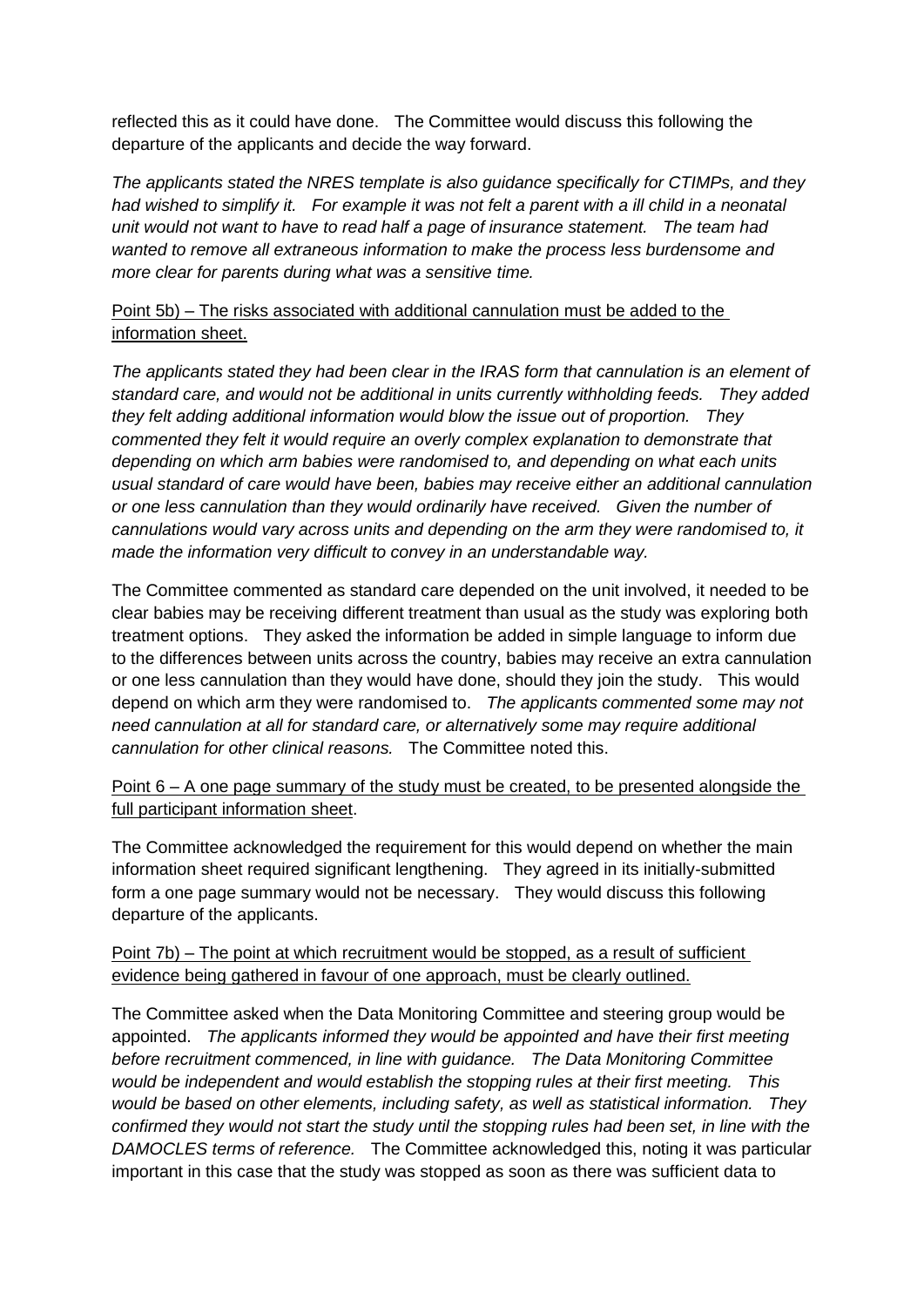reflected this as it could have done. The Committee would discuss this following the departure of the applicants and decide the way forward.

*The applicants stated the NRES template is also guidance specifically for CTIMPs, and they had wished to simplify it. For example it was not felt a parent with a ill child in a neonatal unit would not want to have to read half a page of insurance statement. The team had wanted to remove all extraneous information to make the process less burdensome and more clear for parents during what was a sensitive time.*

<u>Point 5b) – The risks associated with additional cannulation must be added to the information sheet.</u>

*The applicants stated they had been clear in the IRAS form that cannulation is an element of standard care, and would not be additional in units currently withholding feeds. They added they felt adding additional information would blow the issue out of proportion. They commented they felt it would require an overly complex explanation to demonstrate that depending on which arm babies were randomised to, and depending on what each units usual standard of care would have been, babies may receive either an additional cannulation or one less cannulation than they would ordinarily have received. Given the number of cannulations would vary across units and depending on the arm they were randomised to, it made the information very difficult to convey in an understandable way.*

The Committee commented as standard care depended on the unit involved, it needed to be clear babies may be receiving different treatment than usual as the study was exploring both treatment options. They asked the information be added in simple language to inform due to the differences between units across the country, babies may receive an extra cannulation or one less cannulation than they would have done, should they join the study. This would depend on which arm they were randomised to. *The applicants commented some may not need cannulation at all for standard care, or alternatively some may require additional cannulation for other clinical reasons.* The Committee noted this.

<u>Point 6 – A one page summary of the study must be created, to be presented alongside the full participant information sheet.</u>

The Committee acknowledged the requirement for this would depend on whether the main information sheet required significant lengthening. They agreed in its initially-submitted form a one page summary would not be necessary. They would discuss this following departure of the applicants.

<u>Point 7b) – The point at which recruitment would be stopped, as a result of sufficient evidence being gathered in favour of one approach, must be clearly outlined.</u>

The Committee asked when the Data Monitoring Committee and steering group would be appointed. *The applicants informed they would be appointed and have their first meeting before recruitment commenced, in line with guidance. The Data Monitoring Committee would be independent and would establish the stopping rules at their first meeting. This would be based on other elements, including safety, as well as statistical information. They confirmed they would not start the study until the stopping rules had been set, in line with the DAMOCLES terms of reference.* The Committee acknowledged this, noting it was particular important in this case that the study was stopped as soon as there was sufficient data to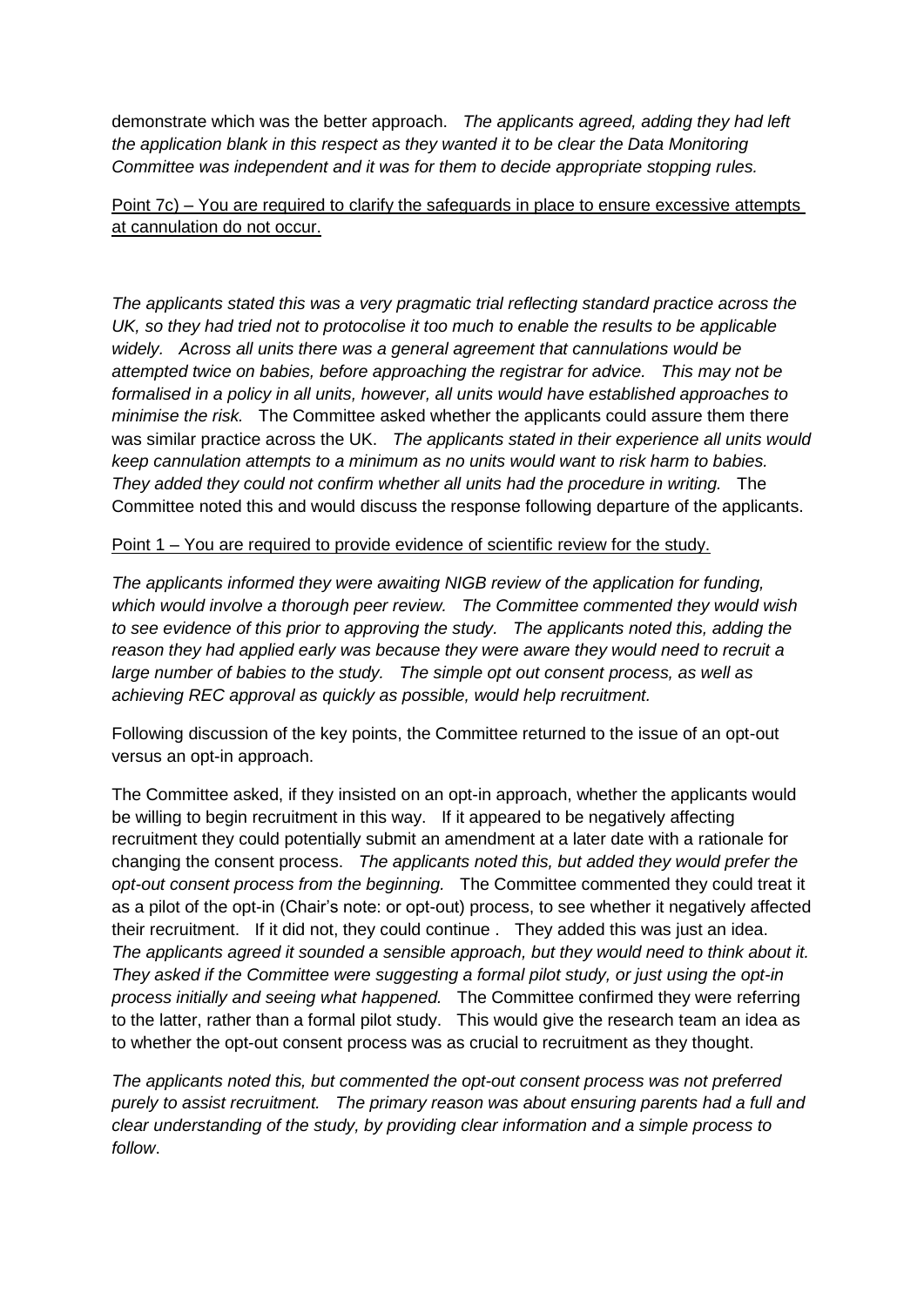demonstrate which was the better approach. *The applicants agreed, adding they had left the application blank in this respect as they wanted it to be clear the Data Monitoring Committee was independent and it was for them to decide appropriate stopping rules.*

<u>Point 7c) – You are required to clarify the safeguards in place to ensure excessive attempts at cannulation do not occur.</u>

*The applicants stated this was a very pragmatic trial reflecting standard practice across the UK, so they had tried not to protocolise it too much to enable the results to be applicable widely. Across all units there was a general agreement that cannulations would be attempted twice on babies, before approaching the registrar for advice. This may not be formalised in a policy in all units, however, all units would have established approaches to minimise the risk.* The Committee asked whether the applicants could assure them there was similar practice across the UK. *The applicants stated in their experience all units would keep cannulation attempts to a minimum as no units would want to risk harm to babies. They added they could not confirm whether all units had the procedure in writing.* The Committee noted this and would discuss the response following departure of the applicants.

<u>Point 1 – You are required to provide evidence of scientific review for the study.</u>

*The applicants informed they were awaiting NIGB review of the application for funding, which would involve a thorough peer review. The Committee commented they would wish to see evidence of this prior to approving the study. The applicants noted this, adding the reason they had applied early was because they were aware they would need to recruit a large number of babies to the study. The simple opt out consent process, as well as achieving REC approval as quickly as possible, would help recruitment.*

Following discussion of the key points, the Committee returned to the issue of an opt-out versus an opt-in approach.

The Committee asked, if they insisted on an opt-in approach, whether the applicants would be willing to begin recruitment in this way. If it appeared to be negatively affecting recruitment they could potentially submit an amendment at a later date with a rationale for changing the consent process. *The applicants noted this, but added they would prefer the opt-out consent process from the beginning.* The Committee commented they could treat it as a pilot of the opt-in (Chair's note: or opt-out) process, to see whether it negatively affected their recruitment. If it did not, they could continue . They added this was just an idea. *The applicants agreed it sounded a sensible approach, but they would need to think about it. They asked if the Committee were suggesting a formal pilot study, or just using the opt-in process initially and seeing what happened.* The Committee confirmed they were referring to the latter, rather than a formal pilot study. This would give the research team an idea as to whether the opt-out consent process was as crucial to recruitment as they thought.

*The applicants noted this, but commented the opt-out consent process was not preferred purely to assist recruitment. The primary reason was about ensuring parents had a full and clear understanding of the study, by providing clear information and a simple process to follow*.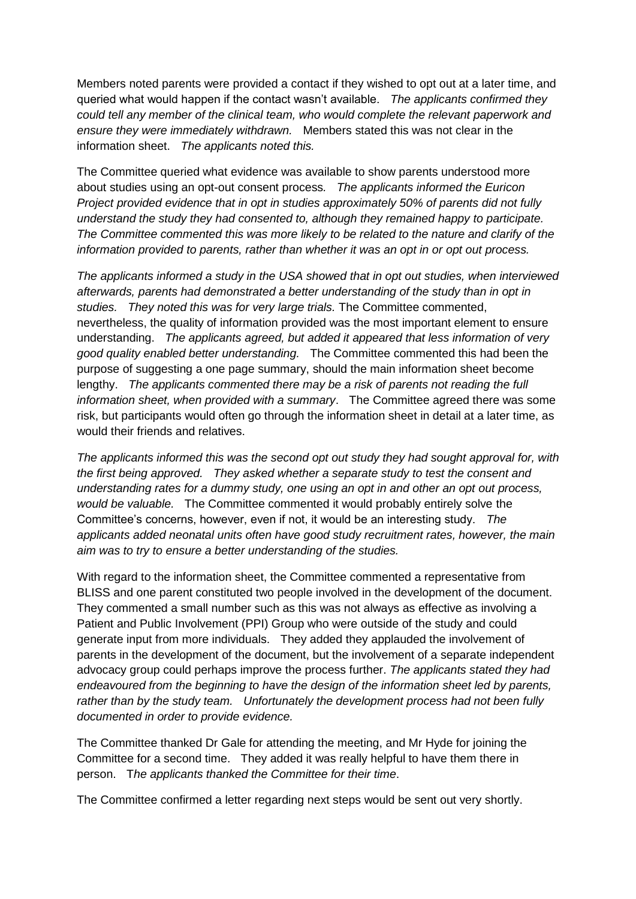Members noted parents were provided a contact if they wished to opt out at a later time, and queried what would happen if the contact wasn't available. *The applicants confirmed they could tell any member of the clinical team, who would complete the relevant paperwork and ensure they were immediately withdrawn.* Members stated this was not clear in the information sheet. *The applicants noted this.*

The Committee queried what evidence was available to show parents understood more about studies using an opt-out consent process*. The applicants informed the Euricon Project provided evidence that in opt in studies approximately 50% of parents did not fully understand the study they had consented to, although they remained happy to participate. The Committee commented this was more likely to be related to the nature and clarify of the information provided to parents, rather than whether it was an opt in or opt out process.*

*The applicants informed a study in the USA showed that in opt out studies, when interviewed afterwards, parents had demonstrated a better understanding of the study than in opt in studies. They noted this was for very large trials.* The Committee commented, nevertheless, the quality of information provided was the most important element to ensure understanding. *The applicants agreed, but added it appeared that less information of very good quality enabled better understanding.* The Committee commented this had been the purpose of suggesting a one page summary, should the main information sheet become lengthy. *The applicants commented there may be a risk of parents not reading the full information sheet, when provided with a summary*. The Committee agreed there was some risk, but participants would often go through the information sheet in detail at a later time, as would their friends and relatives.

*The applicants informed this was the second opt out study they had sought approval for, with the first being approved. They asked whether a separate study to test the consent and understanding rates for a dummy study, one using an opt in and other an opt out process, would be valuable.* The Committee commented it would probably entirely solve the Committee's concerns, however, even if not, it would be an interesting study. *The applicants added neonatal units often have good study recruitment rates, however, the main aim was to try to ensure a better understanding of the studies.*

With regard to the information sheet, the Committee commented a representative from BLISS and one parent constituted two people involved in the development of the document. They commented a small number such as this was not always as effective as involving a Patient and Public Involvement (PPI) Group who were outside of the study and could generate input from more individuals. They added they applauded the involvement of parents in the development of the document, but the involvement of a separate independent advocacy group could perhaps improve the process further. *The applicants stated they had endeavoured from the beginning to have the design of the information sheet led by parents, rather than by the study team. Unfortunately the development process had not been fully documented in order to provide evidence.*

The Committee thanked Dr Gale for attending the meeting, and Mr Hyde for joining the Committee for a second time. They added it was really helpful to have them there in person. T*he applicants thanked the Committee for their time*.

The Committee confirmed a letter regarding next steps would be sent out very shortly.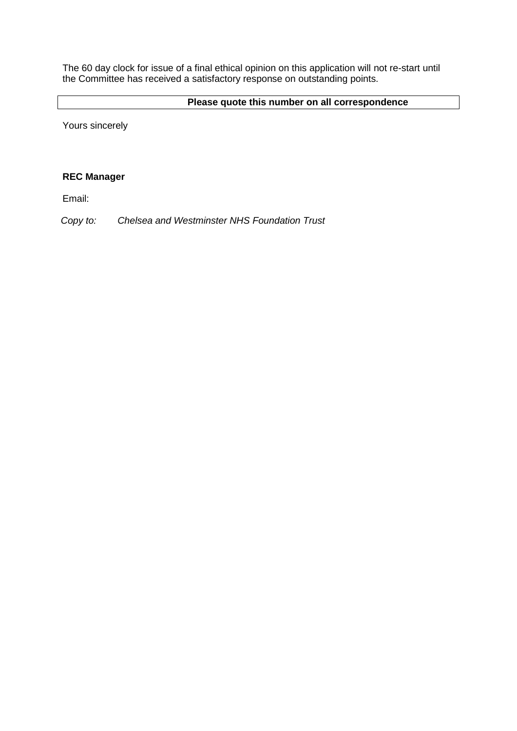The 60 day clock for issue of a final ethical opinion on this application will not re-start until the Committee has received a satisfactory response on outstanding points.

| Please quote this number on all correspondence |
|---|

Yours sincerely

**REC Manager**

Email:

*Copy to:* *Chelsea and Westminster NHS Foundation Trust*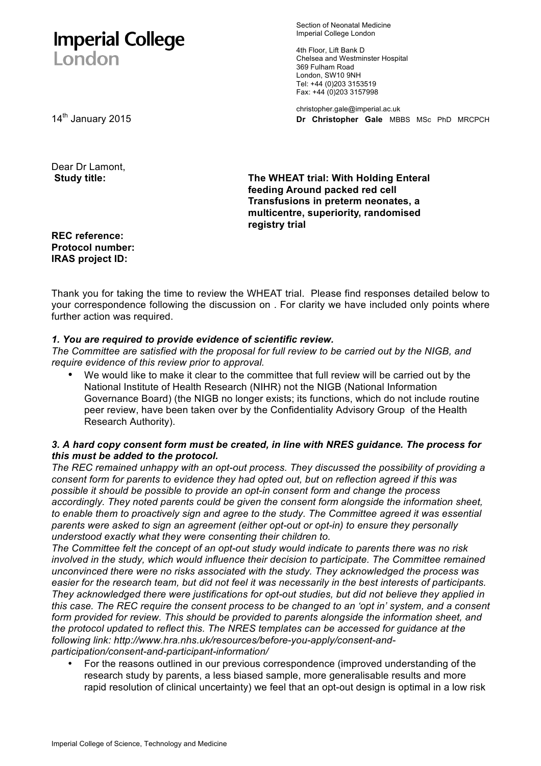**Imperial College London**

Section of Neonatal Medicine
Imperial College London

4th Floor, Lift Bank D
Chelsea and Westminster Hospital
369 Fulham Road
London, SW10 9NH
Tel: +44 (0)203 3153519
Fax: +44 (0)203 3157998

christopher.gale@imperial.ac.uk

14th January 2015

**Dr Christopher Gale** MBBS MSc PhD MRCPCH

Dear Dr Lamont,

**Study title:** **The WHEAT trial: With Holding Enteral feeding Around packed red cell Transfusions in preterm neonates, a multicentre, superiority, randomised registry trial**

**REC reference:**
**Protocol number:**
**IRAS project ID:**

Thank you for taking the time to review the WHEAT trial. Please find responses detailed below to your correspondence following the discussion on . For clarity we have included only points where further action was required.

***1. You are required to provide evidence of scientific review.***

*The Committee are satisfied with the proposal for full review to be carried out by the NIGB, and require evidence of this review prior to approval.*

- We would like to make it clear to the committee that full review will be carried out by the National Institute of Health Research (NIHR) not the NIGB (National Information Governance Board) (the NIGB no longer exists; its functions, which do not include routine peer review, have been taken over by the Confidentiality Advisory Group of the Health Research Authority).

***3. A hard copy consent form must be created, in line with NRES guidance. The process for this must be added to the protocol.***

*The REC remained unhappy with an opt-out process. They discussed the possibility of providing a consent form for parents to evidence they had opted out, but on reflection agreed if this was possible it should be possible to provide an opt-in consent form and change the process accordingly. They noted parents could be given the consent form alongside the information sheet, to enable them to proactively sign and agree to the study. The Committee agreed it was essential parents were asked to sign an agreement (either opt-out or opt-in) to ensure they personally understood exactly what they were consenting their children to.*

*The Committee felt the concept of an opt-out study would indicate to parents there was no risk involved in the study, which would influence their decision to participate. The Committee remained unconvinced there were no risks associated with the study. They acknowledged the process was easier for the research team, but did not feel it was necessarily in the best interests of participants. They acknowledged there were justifications for opt-out studies, but did not believe they applied in this case. The REC require the consent process to be changed to an 'opt in' system, and a consent form provided for review. This should be provided to parents alongside the information sheet, and the protocol updated to reflect this. The NRES templates can be accessed for guidance at the following link: http://www.hra.nhs.uk/resources/before-you-apply/consent-and-participation/consent-and-participant-information/*

- For the reasons outlined in our previous correspondence (improved understanding of the research study by parents, a less biased sample, more generalisable results and more rapid resolution of clinical uncertainty) we feel that an opt-out design is optimal in a low risk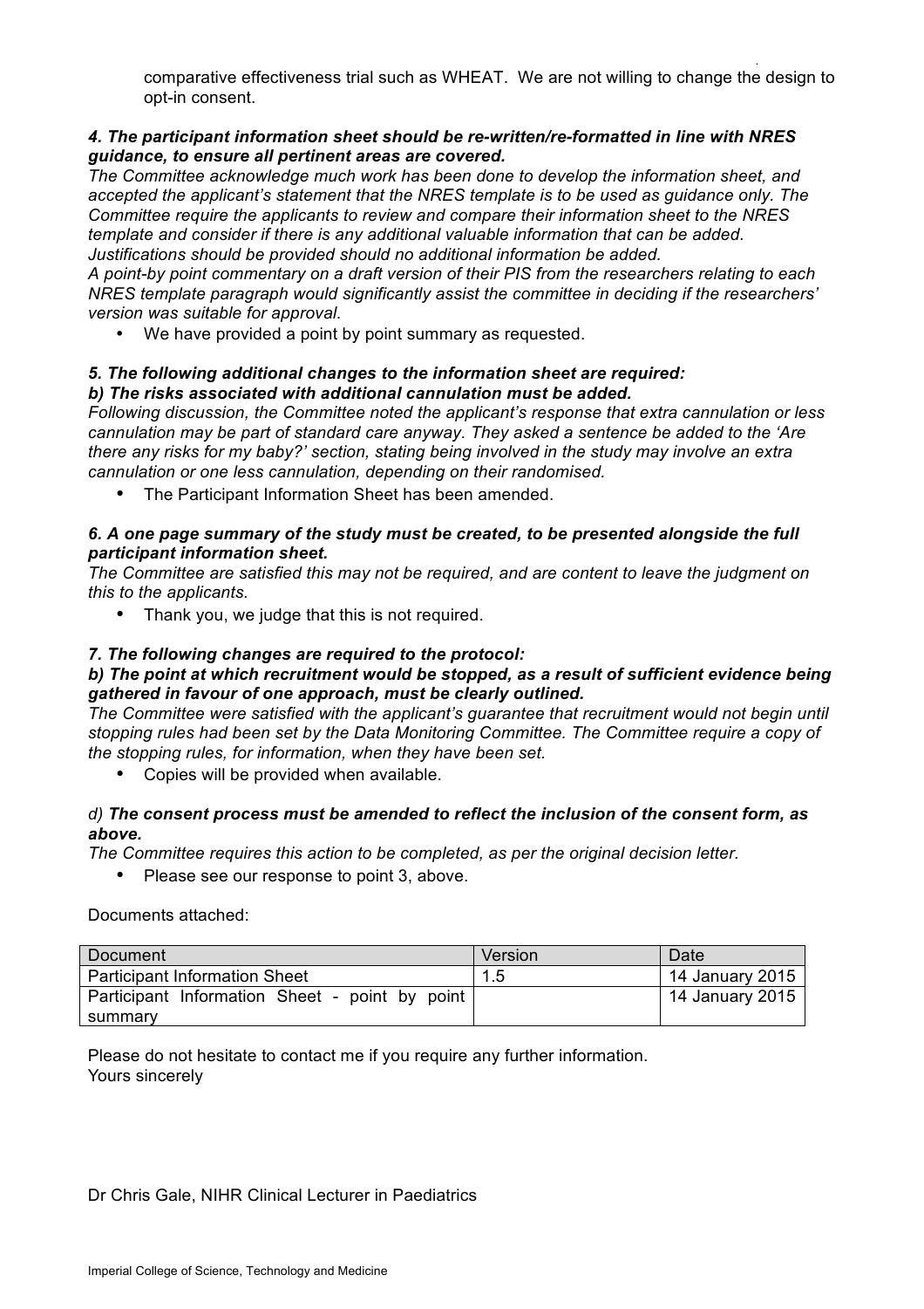comparative effectiveness trial such as WHEAT. We are not willing to change the design to opt-in consent.

***4. The participant information sheet should be re-written/re-formatted in line with NRES guidance, to ensure all pertinent areas are covered.***

*The Committee acknowledge much work has been done to develop the information sheet, and accepted the applicant's statement that the NRES template is to be used as guidance only. The Committee require the applicants to review and compare their information sheet to the NRES template and consider if there is any additional valuable information that can be added. Justifications should be provided should no additional information be added.*

*A point-by point commentary on a draft version of their PIS from the researchers relating to each NRES template paragraph would significantly assist the committee in deciding if the researchers' version was suitable for approval.*

- We have provided a point by point summary as requested.

***5. The following additional changes to the information sheet are required:***
***b) The risks associated with additional cannulation must be added.***

*Following discussion, the Committee noted the applicant's response that extra cannulation or less cannulation may be part of standard care anyway. They asked a sentence be added to the 'Are there any risks for my baby?' section, stating being involved in the study may involve an extra cannulation or one less cannulation, depending on their randomised.*

- The Participant Information Sheet has been amended.

***6. A one page summary of the study must be created, to be presented alongside the full participant information sheet.***

*The Committee are satisfied this may not be required, and are content to leave the judgment on this to the applicants.*

- Thank you, we judge that this is not required.

***7. The following changes are required to the protocol:***
***b) The point at which recruitment would be stopped, as a result of sufficient evidence being gathered in favour of one approach, must be clearly outlined.***

*The Committee were satisfied with the applicant's guarantee that recruitment would not begin until stopping rules had been set by the Data Monitoring Committee. The Committee require a copy of the stopping rules, for information, when they have been set.*

- Copies will be provided when available.

*d)* ***The consent process must be amended to reflect the inclusion of the consent form, as above.***

*The Committee requires this action to be completed, as per the original decision letter.*

- Please see our response to point 3, above.

Documents attached:

| Document | Version | Date |
|---|---|---|
| Participant Information Sheet | 1.5 | 14 January 2015 |
| Participant Information Sheet - point by point summary | | 14 January 2015 |

Please do not hesitate to contact me if you require any further information.
Yours sincerely

Dr Chris Gale, NIHR Clinical Lecturer in Paediatrics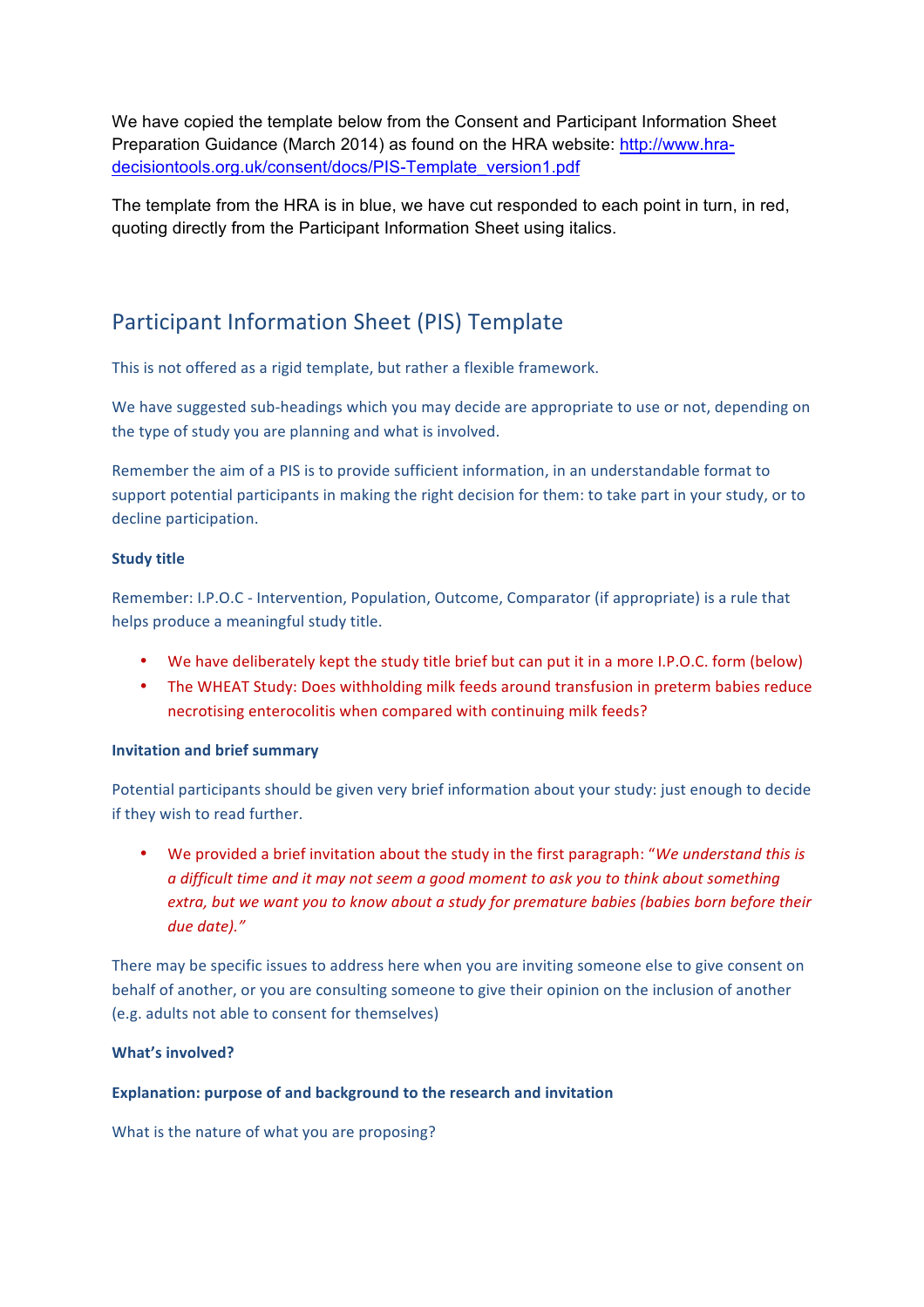We have copied the template below from the Consent and Participant Information Sheet Preparation Guidance (March 2014) as found on the HRA website: http://www.hra-decisiontools.org.uk/consent/docs/PIS-Template_version1.pdf

The template from the HRA is in blue, we have cut responded to each point in turn, in red, quoting directly from the Participant Information Sheet using italics.

## Participant Information Sheet (PIS) Template

This is not offered as a rigid template, but rather a flexible framework.

We have suggested sub-headings which you may decide are appropriate to use or not, depending on the type of study you are planning and what is involved.

Remember the aim of a PIS is to provide sufficient information, in an understandable format to support potential participants in making the right decision for them: to take part in your study, or to decline participation.

**Study title**

Remember: I.P.O.C - Intervention, Population, Outcome, Comparator (if appropriate) is a rule that helps produce a meaningful study title.

- We have deliberately kept the study title brief but can put it in a more I.P.O.C. form (below)
- The WHEAT Study: Does withholding milk feeds around transfusion in preterm babies reduce necrotising enterocolitis when compared with continuing milk feeds?

**Invitation and brief summary**

Potential participants should be given very brief information about your study: just enough to decide if they wish to read further.

- We provided a brief invitation about the study in the first paragraph: "*We understand this is a difficult time and it may not seem a good moment to ask you to think about something extra, but we want you to know about a study for premature babies (babies born before their due date).*"

There may be specific issues to address here when you are inviting someone else to give consent on behalf of another, or you are consulting someone to give their opinion on the inclusion of another (e.g. adults not able to consent for themselves)

**What's involved?**

**Explanation: purpose of and background to the research and invitation**

What is the nature of what you are proposing?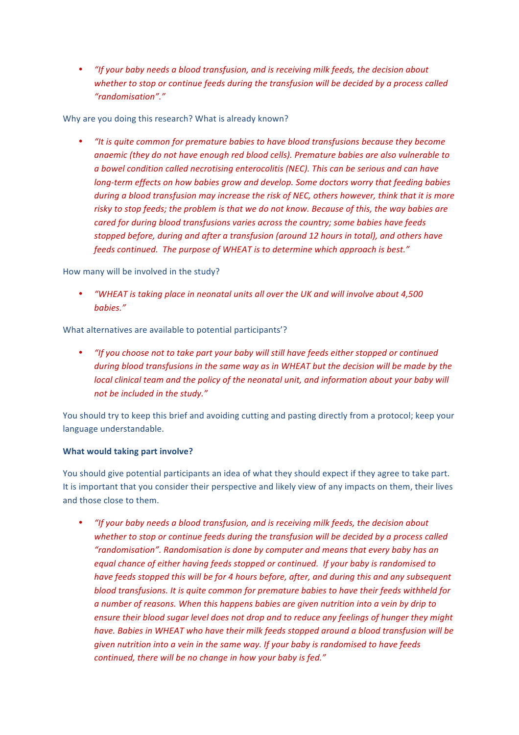- *"If your baby needs a blood transfusion, and is receiving milk feeds, the decision about whether to stop or continue feeds during the transfusion will be decided by a process called "randomisation"."*

Why are you doing this research? What is already known?

- *"It is quite common for premature babies to have blood transfusions because they become anaemic (they do not have enough red blood cells). Premature babies are also vulnerable to a bowel condition called necrotising enterocolitis (NEC). This can be serious and can have long-term effects on how babies grow and develop. Some doctors worry that feeding babies during a blood transfusion may increase the risk of NEC, others however, think that it is more risky to stop feeds; the problem is that we do not know. Because of this, the way babies are cared for during blood transfusions varies across the country; some babies have feeds stopped before, during and after a transfusion (around 12 hours in total), and others have feeds continued. The purpose of WHEAT is to determine which approach is best."*

How many will be involved in the study?

- *"WHEAT is taking place in neonatal units all over the UK and will involve about 4,500 babies."*

What alternatives are available to potential participants'?

- *"If you choose not to take part your baby will still have feeds either stopped or continued during blood transfusions in the same way as in WHEAT but the decision will be made by the local clinical team and the policy of the neonatal unit, and information about your baby will not be included in the study."*

You should try to keep this brief and avoiding cutting and pasting directly from a protocol; keep your language understandable.

**What would taking part involve?**

You should give potential participants an idea of what they should expect if they agree to take part. It is important that you consider their perspective and likely view of any impacts on them, their lives and those close to them.

- *"If your baby needs a blood transfusion, and is receiving milk feeds, the decision about whether to stop or continue feeds during the transfusion will be decided by a process called "randomisation". Randomisation is done by computer and means that every baby has an equal chance of either having feeds stopped or continued. If your baby is randomised to have feeds stopped this will be for 4 hours before, after, and during this and any subsequent blood transfusions. It is quite common for premature babies to have their feeds withheld for a number of reasons. When this happens babies are given nutrition into a vein by drip to ensure their blood sugar level does not drop and to reduce any feelings of hunger they might have. Babies in WHEAT who have their milk feeds stopped around a blood transfusion will be given nutrition into a vein in the same way. If your baby is randomised to have feeds continued, there will be no change in how your baby is fed."*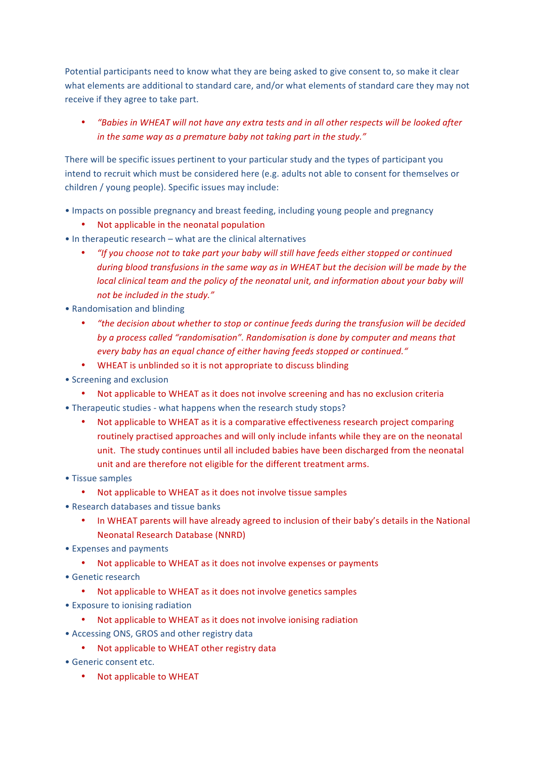Potential participants need to know what they are being asked to give consent to, so make it clear what elements are additional to standard care, and/or what elements of standard care they may not receive if they agree to take part.

- *"Babies in WHEAT will not have any extra tests and in all other respects will be looked after in the same way as a premature baby not taking part in the study."*

There will be specific issues pertinent to your particular study and the types of participant you intend to recruit which must be considered here (e.g. adults not able to consent for themselves or children / young people). Specific issues may include:

- Impacts on possible pregnancy and breast feeding, including young people and pregnancy
  - Not applicable in the neonatal population
- In therapeutic research – what are the clinical alternatives
  - *"If you choose not to take part your baby will still have feeds either stopped or continued during blood transfusions in the same way as in WHEAT but the decision will be made by the local clinical team and the policy of the neonatal unit, and information about your baby will not be included in the study."*
- Randomisation and blinding
  - *"the decision about whether to stop or continue feeds during the transfusion will be decided by a process called "randomisation". Randomisation is done by computer and means that every baby has an equal chance of either having feeds stopped or continued."*
  - WHEAT is unblinded so it is not appropriate to discuss blinding
- Screening and exclusion
  - Not applicable to WHEAT as it does not involve screening and has no exclusion criteria
- Therapeutic studies - what happens when the research study stops?
  - Not applicable to WHEAT as it is a comparative effectiveness research project comparing routinely practised approaches and will only include infants while they are on the neonatal unit. The study continues until all included babies have been discharged from the neonatal unit and are therefore not eligible for the different treatment arms.
- Tissue samples
  - Not applicable to WHEAT as it does not involve tissue samples
- Research databases and tissue banks
  - In WHEAT parents will have already agreed to inclusion of their baby's details in the National Neonatal Research Database (NNRD)
- Expenses and payments
  - Not applicable to WHEAT as it does not involve expenses or payments
- Genetic research
  - Not applicable to WHEAT as it does not involve genetics samples
- Exposure to ionising radiation
  - Not applicable to WHEAT as it does not involve ionising radiation
- Accessing ONS, GROS and other registry data
  - Not applicable to WHEAT other registry data
- Generic consent etc.
  - Not applicable to WHEAT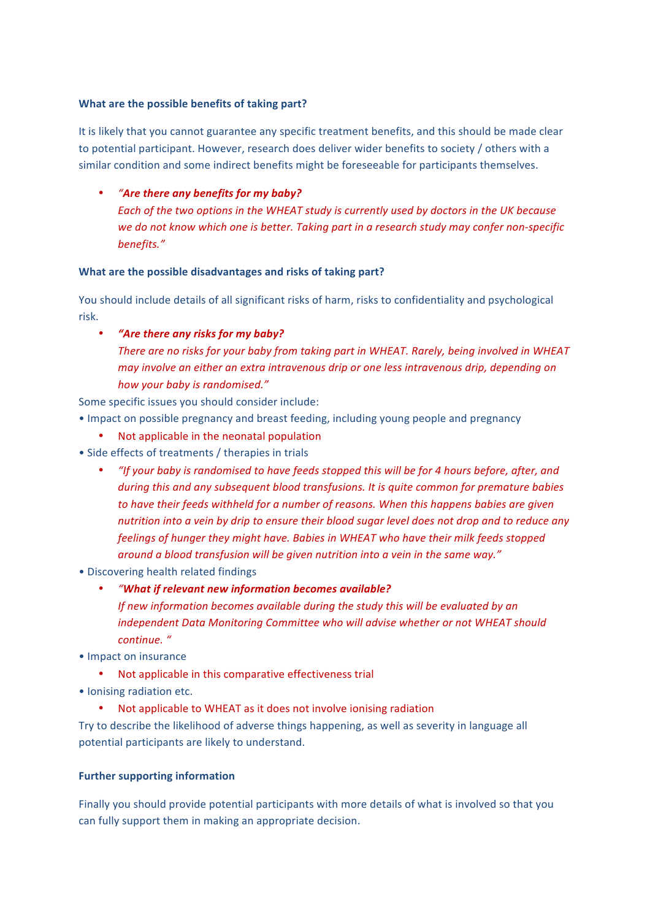**What are the possible benefits of taking part?**

It is likely that you cannot guarantee any specific treatment benefits, and this should be made clear to potential participant. However, research does deliver wider benefits to society / others with a similar condition and some indirect benefits might be foreseeable for participants themselves.

- ***"Are there any benefits for my baby?***
  *Each of the two options in the WHEAT study is currently used by doctors in the UK because we do not know which one is better. Taking part in a research study may confer non-specific benefits."*

**What are the possible disadvantages and risks of taking part?**

You should include details of all significant risks of harm, risks to confidentiality and psychological risk.

- ***"Are there any risks for my baby?***
  *There are no risks for your baby from taking part in WHEAT. Rarely, being involved in WHEAT may involve an either an extra intravenous drip or one less intravenous drip, depending on how your baby is randomised."*

Some specific issues you should consider include:

• Impact on possible pregnancy and breast feeding, including young people and pregnancy

- Not applicable in the neonatal population

• Side effects of treatments / therapies in trials

- *"If your baby is randomised to have feeds stopped this will be for 4 hours before, after, and during this and any subsequent blood transfusions. It is quite common for premature babies to have their feeds withheld for a number of reasons. When this happens babies are given nutrition into a vein by drip to ensure their blood sugar level does not drop and to reduce any feelings of hunger they might have. Babies in WHEAT who have their milk feeds stopped around a blood transfusion will be given nutrition into a vein in the same way."*

• Discovering health related findings

- *"**What if relevant new information becomes available?***
  *If new information becomes available during the study this will be evaluated by an independent Data Monitoring Committee who will advise whether or not WHEAT should continue. "*

• Impact on insurance

- Not applicable in this comparative effectiveness trial

• Ionising radiation etc.

- Not applicable to WHEAT as it does not involve ionising radiation

Try to describe the likelihood of adverse things happening, as well as severity in language all potential participants are likely to understand.

**Further supporting information**

Finally you should provide potential participants with more details of what is involved so that you can fully support them in making an appropriate decision.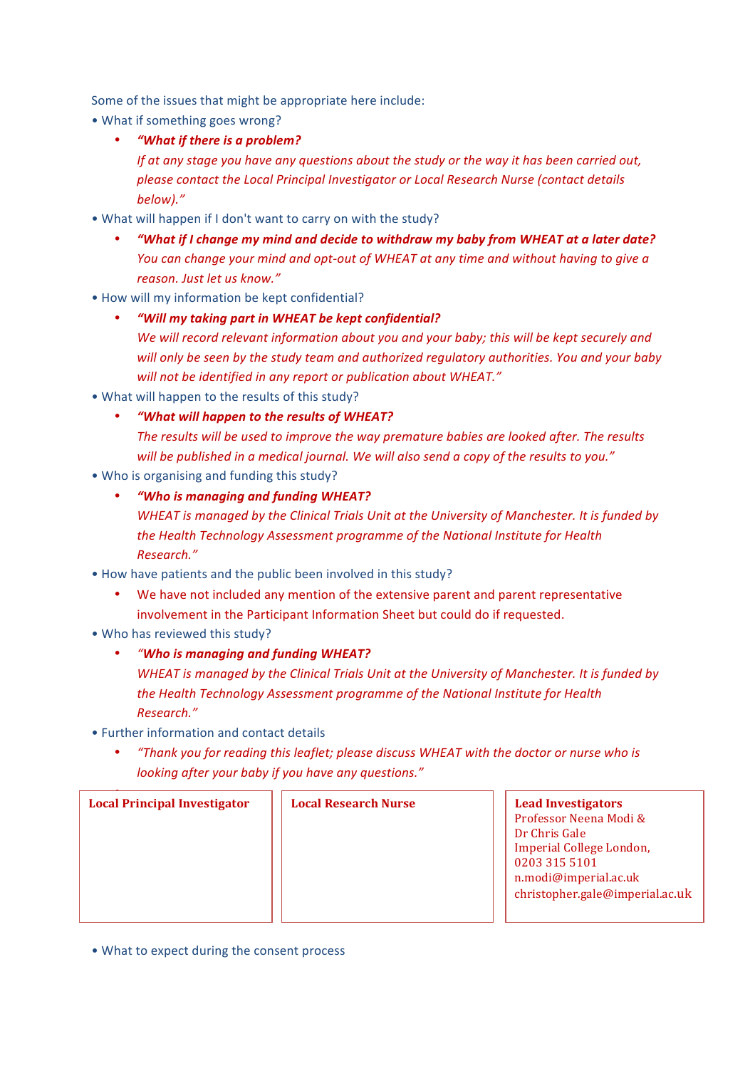Some of the issues that might be appropriate here include:

- What if something goes wrong?
  - ***"What if there is a problem?***
    *If at any stage you have any questions about the study or the way it has been carried out, please contact the Local Principal Investigator or Local Research Nurse (contact details below)."*
- What will happen if I don't want to carry on with the study?
  - ***"What if I change my mind and decide to withdraw my baby from WHEAT at a later date?***
    *You can change your mind and opt-out of WHEAT at any time and without having to give a reason. Just let us know."*
- How will my information be kept confidential?
  - ***"Will my taking part in WHEAT be kept confidential?***
    *We will record relevant information about you and your baby; this will be kept securely and will only be seen by the study team and authorized regulatory authorities. You and your baby will not be identified in any report or publication about WHEAT."*
- What will happen to the results of this study?
  - ***"What will happen to the results of WHEAT?***
    *The results will be used to improve the way premature babies are looked after. The results will be published in a medical journal. We will also send a copy of the results to you."*
- Who is organising and funding this study?
  - ***"Who is managing and funding WHEAT?***
    *WHEAT is managed by the Clinical Trials Unit at the University of Manchester. It is funded by the Health Technology Assessment programme of the National Institute for Health Research."*
- How have patients and the public been involved in this study?
  - We have not included any mention of the extensive parent and parent representative involvement in the Participant Information Sheet but could do if requested.
- Who has reviewed this study?
  - ***"Who is managing and funding WHEAT?***
    *WHEAT is managed by the Clinical Trials Unit at the University of Manchester. It is funded by the Health Technology Assessment programme of the National Institute for Health Research."*
- Further information and contact details
  - *"Thank you for reading this leaflet; please discuss WHEAT with the doctor or nurse who is looking after your baby if you have any questions."*

| **Local Principal Investigator** | **Local Research Nurse** | **Lead Investigators**<br>Professor Neena Modi &<br>Dr Chris Gale<br>Imperial College London,<br>0203 315 5101<br>n.modi@imperial.ac.uk<br>christopher.gale@imperial.ac.uk |
|---|---|---|

- What to expect during the consent process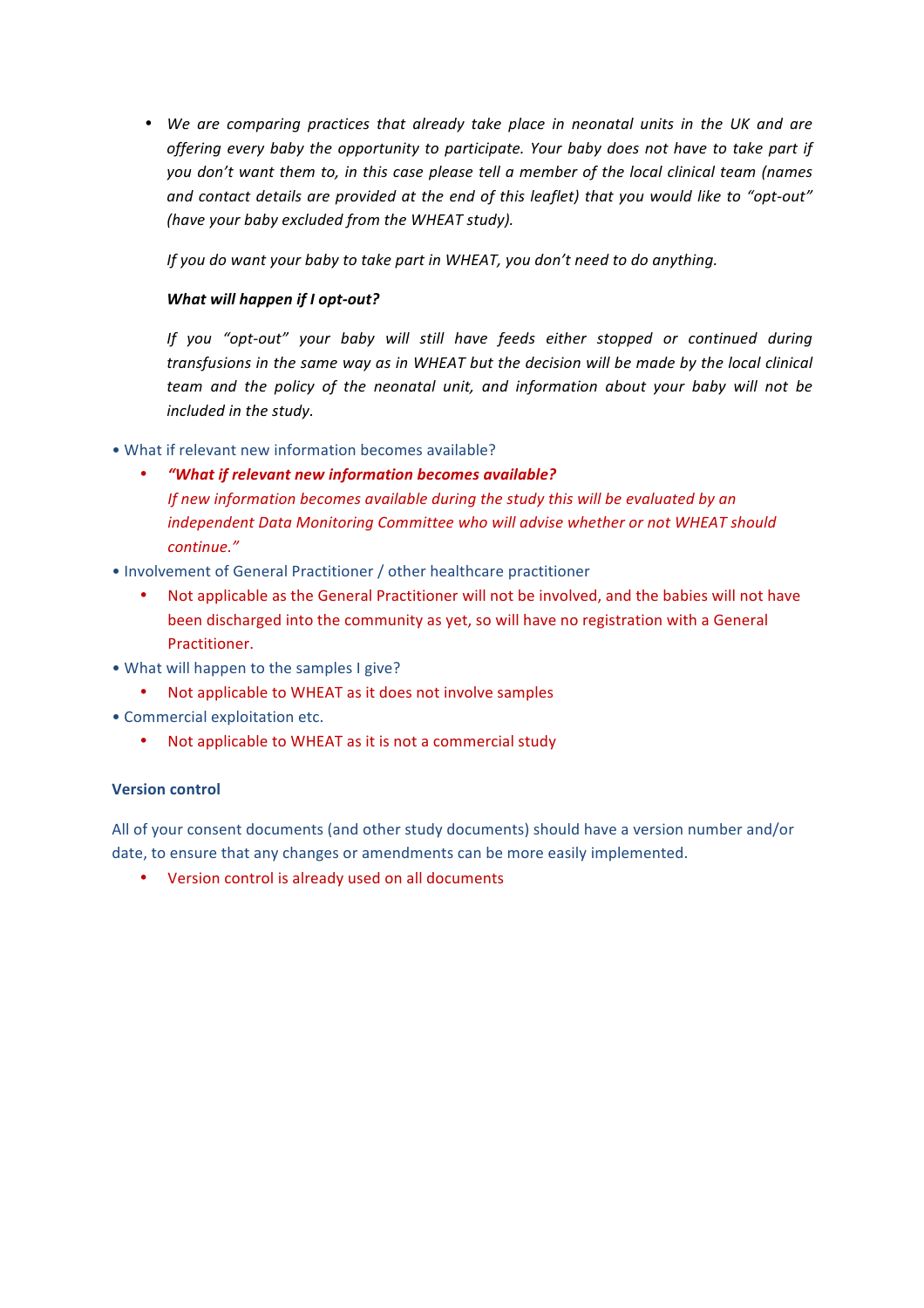- *We are comparing practices that already take place in neonatal units in the UK and are offering every baby the opportunity to participate. Your baby does not have to take part if you don't want them to, in this case please tell a member of the local clinical team (names and contact details are provided at the end of this leaflet) that you would like to "opt-out" (have your baby excluded from the WHEAT study).*

  *If you do want your baby to take part in WHEAT, you don't need to do anything.*

  ***What will happen if I opt-out?***

  *If you "opt-out" your baby will still have feeds either stopped or continued during transfusions in the same way as in WHEAT but the decision will be made by the local clinical team and the policy of the neonatal unit, and information about your baby will not be included in the study.*

- What if relevant new information becomes available?
  - ***"What if relevant new information becomes available?***
    *If new information becomes available during the study this will be evaluated by an independent Data Monitoring Committee who will advise whether or not WHEAT should continue."*
- Involvement of General Practitioner / other healthcare practitioner
  - Not applicable as the General Practitioner will not be involved, and the babies will not have been discharged into the community as yet, so will have no registration with a General Practitioner.
- What will happen to the samples I give?
  - Not applicable to WHEAT as it does not involve samples
- Commercial exploitation etc.
  - Not applicable to WHEAT as it is not a commercial study

**Version control**

All of your consent documents (and other study documents) should have a version number and/or date, to ensure that any changes or amendments can be more easily implemented.

- Version control is already used on all documents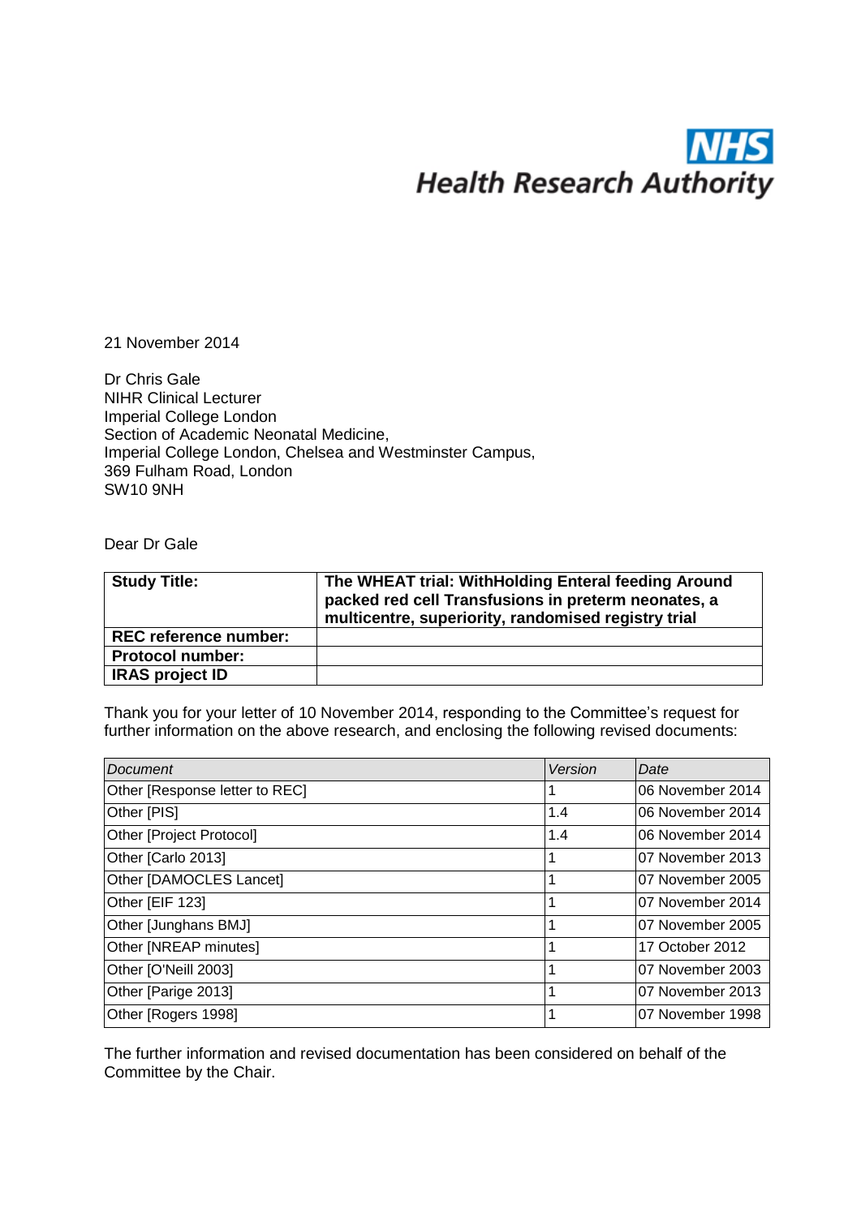NHS
Health Research Authority

21 November 2014

Dr Chris Gale
NIHR Clinical Lecturer
Imperial College London
Section of Academic Neonatal Medicine,
Imperial College London, Chelsea and Westminster Campus,
369 Fulham Road, London
SW10 9NH

Dear Dr Gale

| **Study Title:** | **The WHEAT trial: WithHolding Enteral feeding Around packed red cell Transfusions in preterm neonates, a multicentre, superiority, randomised registry trial** |
|---|---|
| **REC reference number:** | |
| **Protocol number:** | |
| **IRAS project ID** | |

Thank you for your letter of 10 November 2014, responding to the Committee's request for further information on the above research, and enclosing the following revised documents:

| *Document* | *Version* | *Date* |
|---|---|---|
| Other [Response letter to REC] | 1 | 06 November 2014 |
| Other [PIS] | 1.4 | 06 November 2014 |
| Other [Project Protocol] | 1.4 | 06 November 2014 |
| Other [Carlo 2013] | 1 | 07 November 2013 |
| Other [DAMOCLES Lancet] | 1 | 07 November 2005 |
| Other [EIF 123] | 1 | 07 November 2014 |
| Other [Junghans BMJ] | 1 | 07 November 2005 |
| Other [NREAP minutes] | 1 | 17 October 2012 |
| Other [O'Neill 2003] | 1 | 07 November 2003 |
| Other [Parige 2013] | 1 | 07 November 2013 |
| Other [Rogers 1998] | 1 | 07 November 1998 |

The further information and revised documentation has been considered on behalf of the Committee by the Chair.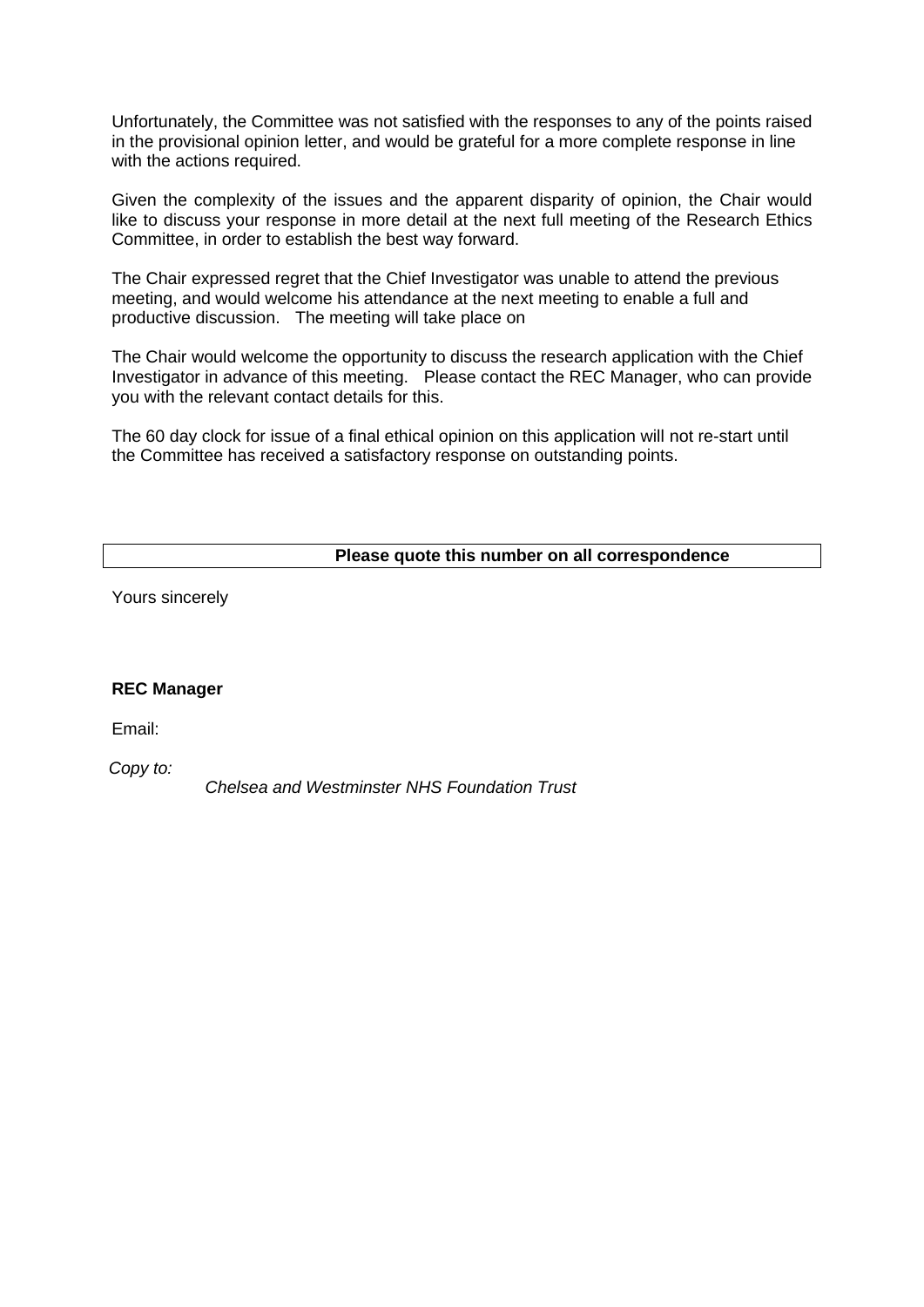Unfortunately, the Committee was not satisfied with the responses to any of the points raised in the provisional opinion letter, and would be grateful for a more complete response in line with the actions required.

Given the complexity of the issues and the apparent disparity of opinion, the Chair would like to discuss your response in more detail at the next full meeting of the Research Ethics Committee, in order to establish the best way forward.

The Chair expressed regret that the Chief Investigator was unable to attend the previous meeting, and would welcome his attendance at the next meeting to enable a full and productive discussion.   The meeting will take place on

The Chair would welcome the opportunity to discuss the research application with the Chief Investigator in advance of this meeting.   Please contact the REC Manager, who can provide you with the relevant contact details for this.

The 60 day clock for issue of a final ethical opinion on this application will not re-start until the Committee has received a satisfactory response on outstanding points.

| **Please quote this number on all correspondence** |
|---|

Yours sincerely

**REC Manager**

Email:

*Copy to:*

*Chelsea and Westminster NHS Foundation Trust*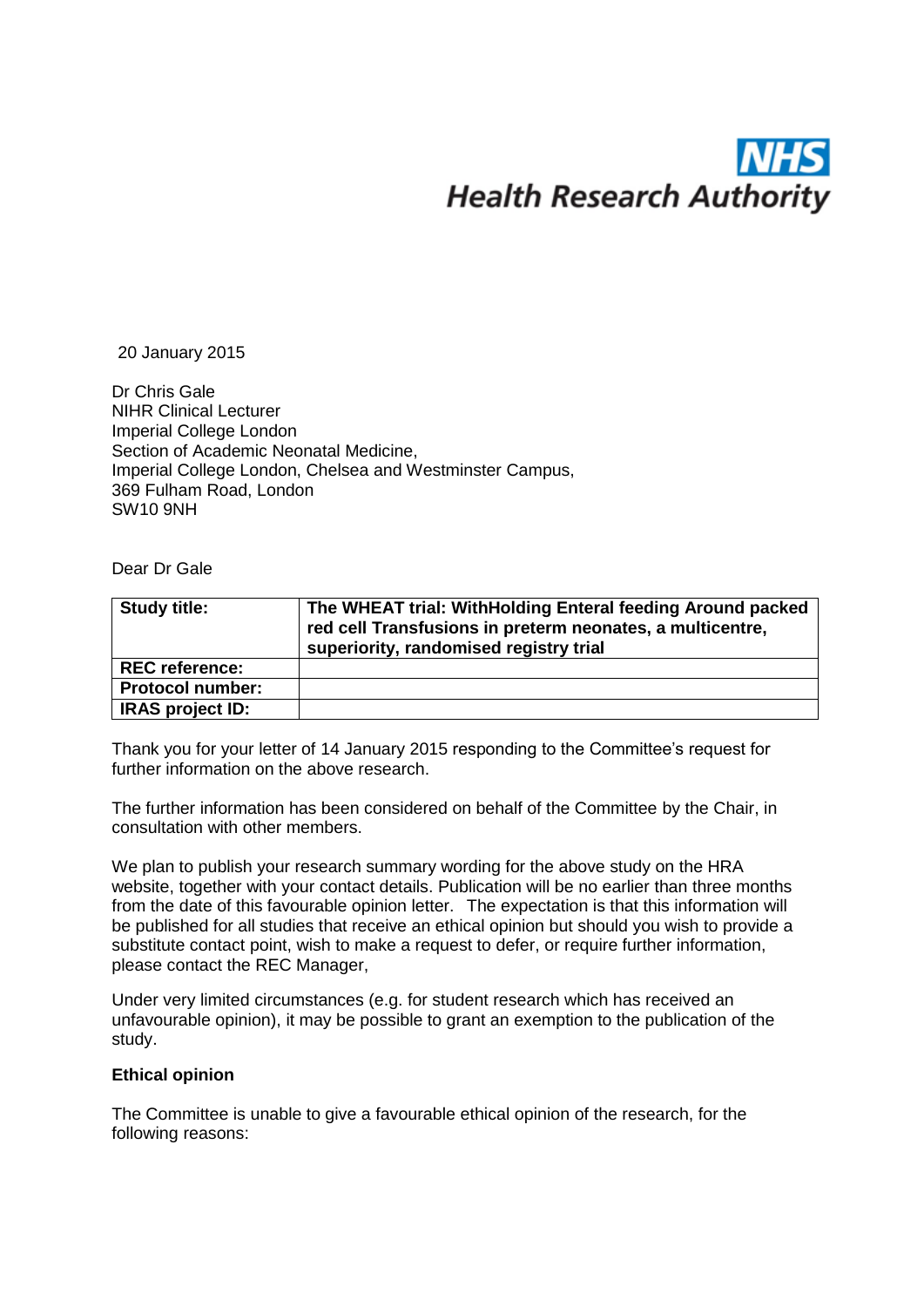NHS Health Research Authority

20 January 2015

Dr Chris Gale
NIHR Clinical Lecturer
Imperial College London
Section of Academic Neonatal Medicine,
Imperial College London, Chelsea and Westminster Campus,
369 Fulham Road, London
SW10 9NH

Dear Dr Gale

| **Study title:** | **The WHEAT trial: WithHolding Enteral feeding Around packed red cell Transfusions in preterm neonates, a multicentre, superiority, randomised registry trial** |
|---|---|
| **REC reference:** | |
| **Protocol number:** | |
| **IRAS project ID:** | |

Thank you for your letter of 14 January 2015 responding to the Committee's request for further information on the above research.

The further information has been considered on behalf of the Committee by the Chair, in consultation with other members.

We plan to publish your research summary wording for the above study on the HRA website, together with your contact details. Publication will be no earlier than three months from the date of this favourable opinion letter. The expectation is that this information will be published for all studies that receive an ethical opinion but should you wish to provide a substitute contact point, wish to make a request to defer, or require further information, please contact the REC Manager,

Under very limited circumstances (e.g. for student research which has received an unfavourable opinion), it may be possible to grant an exemption to the publication of the study.

**Ethical opinion**

The Committee is unable to give a favourable ethical opinion of the research, for the following reasons: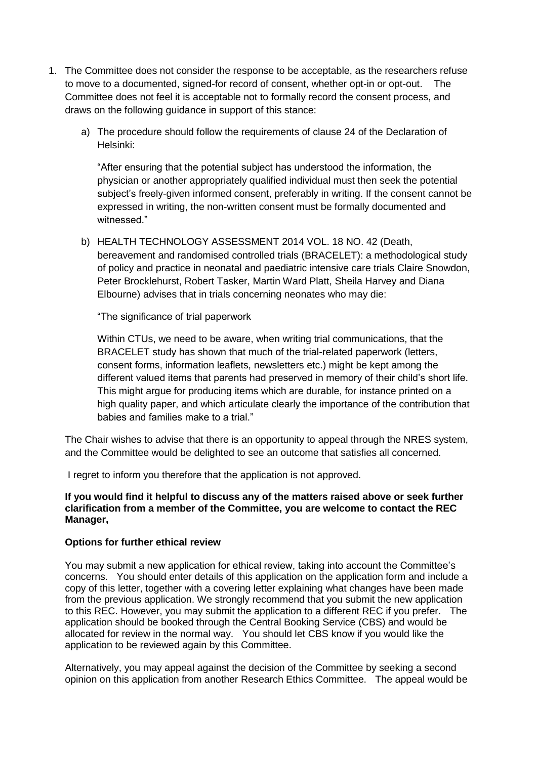1. The Committee does not consider the response to be acceptable, as the researchers refuse to move to a documented, signed-for record of consent, whether opt-in or opt-out. The Committee does not feel it is acceptable not to formally record the consent process, and draws on the following guidance in support of this stance:

   a) The procedure should follow the requirements of clause 24 of the Declaration of Helsinki:

      "After ensuring that the potential subject has understood the information, the physician or another appropriately qualified individual must then seek the potential subject's freely-given informed consent, preferably in writing. If the consent cannot be expressed in writing, the non-written consent must be formally documented and witnessed."

   b) HEALTH TECHNOLOGY ASSESSMENT 2014 VOL. 18 NO. 42 (Death, bereavement and randomised controlled trials (BRACELET): a methodological study of policy and practice in neonatal and paediatric intensive care trials Claire Snowdon, Peter Brocklehurst, Robert Tasker, Martin Ward Platt, Sheila Harvey and Diana Elbourne) advises that in trials concerning neonates who may die:

      "The significance of trial paperwork

      Within CTUs, we need to be aware, when writing trial communications, that the BRACELET study has shown that much of the trial-related paperwork (letters, consent forms, information leaflets, newsletters etc.) might be kept among the different valued items that parents had preserved in memory of their child's short life. This might argue for producing items which are durable, for instance printed on a high quality paper, and which articulate clearly the importance of the contribution that babies and families make to a trial."

   The Chair wishes to advise that there is an opportunity to appeal through the NRES system, and the Committee would be delighted to see an outcome that satisfies all concerned.

I regret to inform you therefore that the application is not approved.

**If you would find it helpful to discuss any of the matters raised above or seek further clarification from a member of the Committee, you are welcome to contact the REC Manager,**

**Options for further ethical review**

You may submit a new application for ethical review, taking into account the Committee's concerns. You should enter details of this application on the application form and include a copy of this letter, together with a covering letter explaining what changes have been made from the previous application. We strongly recommend that you submit the new application to this REC. However, you may submit the application to a different REC if you prefer. The application should be booked through the Central Booking Service (CBS) and would be allocated for review in the normal way. You should let CBS know if you would like the application to be reviewed again by this Committee.

Alternatively, you may appeal against the decision of the Committee by seeking a second opinion on this application from another Research Ethics Committee. The appeal would be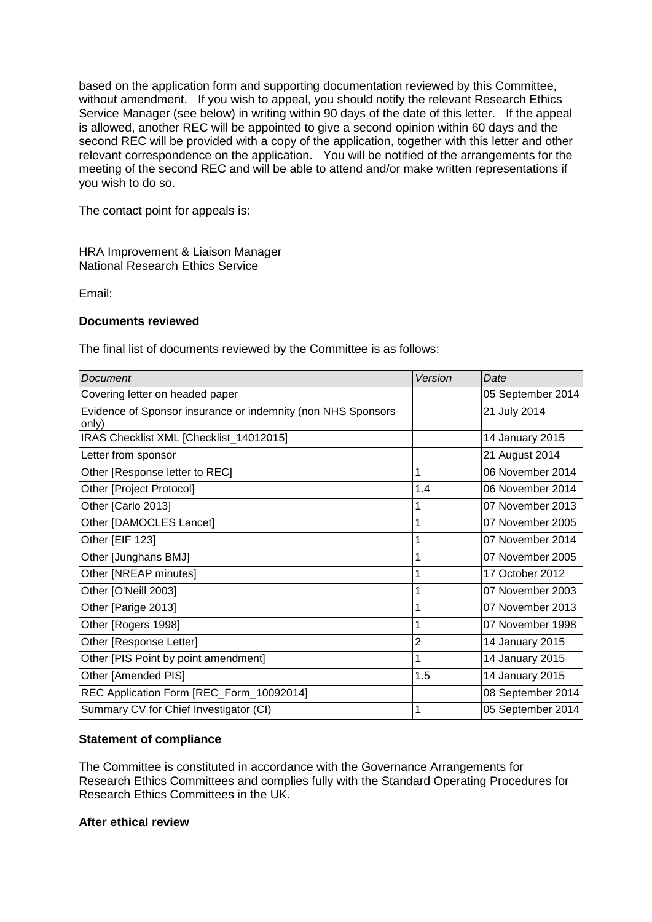based on the application form and supporting documentation reviewed by this Committee, without amendment. If you wish to appeal, you should notify the relevant Research Ethics Service Manager (see below) in writing within 90 days of the date of this letter. If the appeal is allowed, another REC will be appointed to give a second opinion within 60 days and the second REC will be provided with a copy of the application, together with this letter and other relevant correspondence on the application. You will be notified of the arrangements for the meeting of the second REC and will be able to attend and/or make written representations if you wish to do so.

The contact point for appeals is:

HRA Improvement & Liaison Manager
National Research Ethics Service

Email:

**Documents reviewed**

The final list of documents reviewed by the Committee is as follows:

| *Document* | *Version* | *Date* |
|---|---|---|
| Covering letter on headed paper | | 05 September 2014 |
| Evidence of Sponsor insurance or indemnity (non NHS Sponsors only) | | 21 July 2014 |
| IRAS Checklist XML [Checklist_14012015] | | 14 January 2015 |
| Letter from sponsor | | 21 August 2014 |
| Other [Response letter to REC] | 1 | 06 November 2014 |
| Other [Project Protocol] | 1.4 | 06 November 2014 |
| Other [Carlo 2013] | 1 | 07 November 2013 |
| Other [DAMOCLES Lancet] | 1 | 07 November 2005 |
| Other [EIF 123] | 1 | 07 November 2014 |
| Other [Junghans BMJ] | 1 | 07 November 2005 |
| Other [NREAP minutes] | 1 | 17 October 2012 |
| Other [O'Neill 2003] | 1 | 07 November 2003 |
| Other [Parige 2013] | 1 | 07 November 2013 |
| Other [Rogers 1998] | 1 | 07 November 1998 |
| Other [Response Letter] | 2 | 14 January 2015 |
| Other [PIS Point by point amendment] | 1 | 14 January 2015 |
| Other [Amended PIS] | 1.5 | 14 January 2015 |
| REC Application Form [REC_Form_10092014] | | 08 September 2014 |
| Summary CV for Chief Investigator (CI) | 1 | 05 September 2014 |

**Statement of compliance**

The Committee is constituted in accordance with the Governance Arrangements for Research Ethics Committees and complies fully with the Standard Operating Procedures for Research Ethics Committees in the UK.

**After ethical review**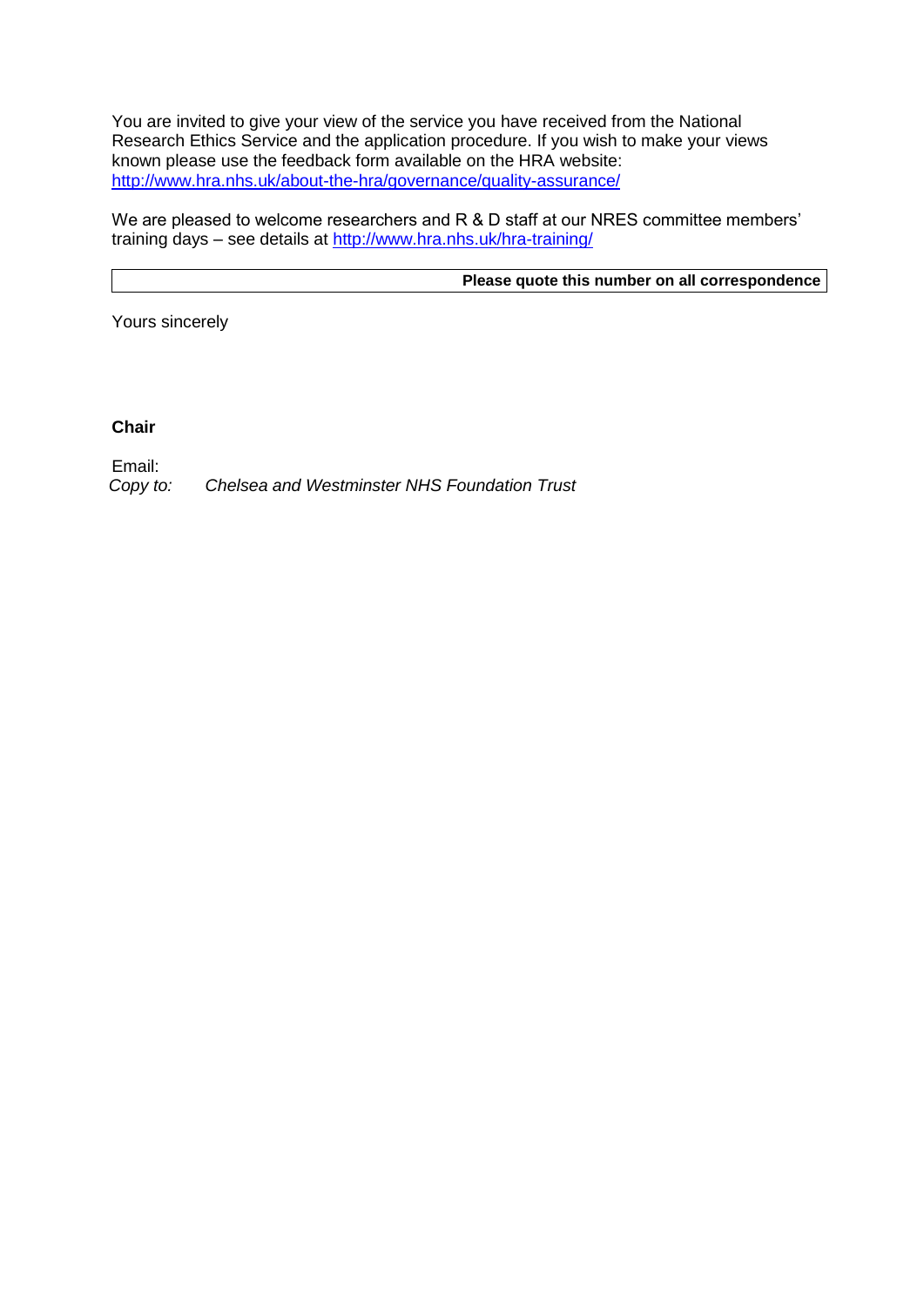You are invited to give your view of the service you have received from the National Research Ethics Service and the application procedure. If you wish to make your views known please use the feedback form available on the HRA website: http://www.hra.nhs.uk/about-the-hra/governance/quality-assurance/

We are pleased to welcome researchers and R & D staff at our NRES committee members' training days – see details at http://www.hra.nhs.uk/hra-training/

| | |
|---|---|
| | **Please quote this number on all correspondence** |

Yours sincerely

**Chair**

Email:

*Copy to:* *Chelsea and Westminster NHS Foundation Trust*